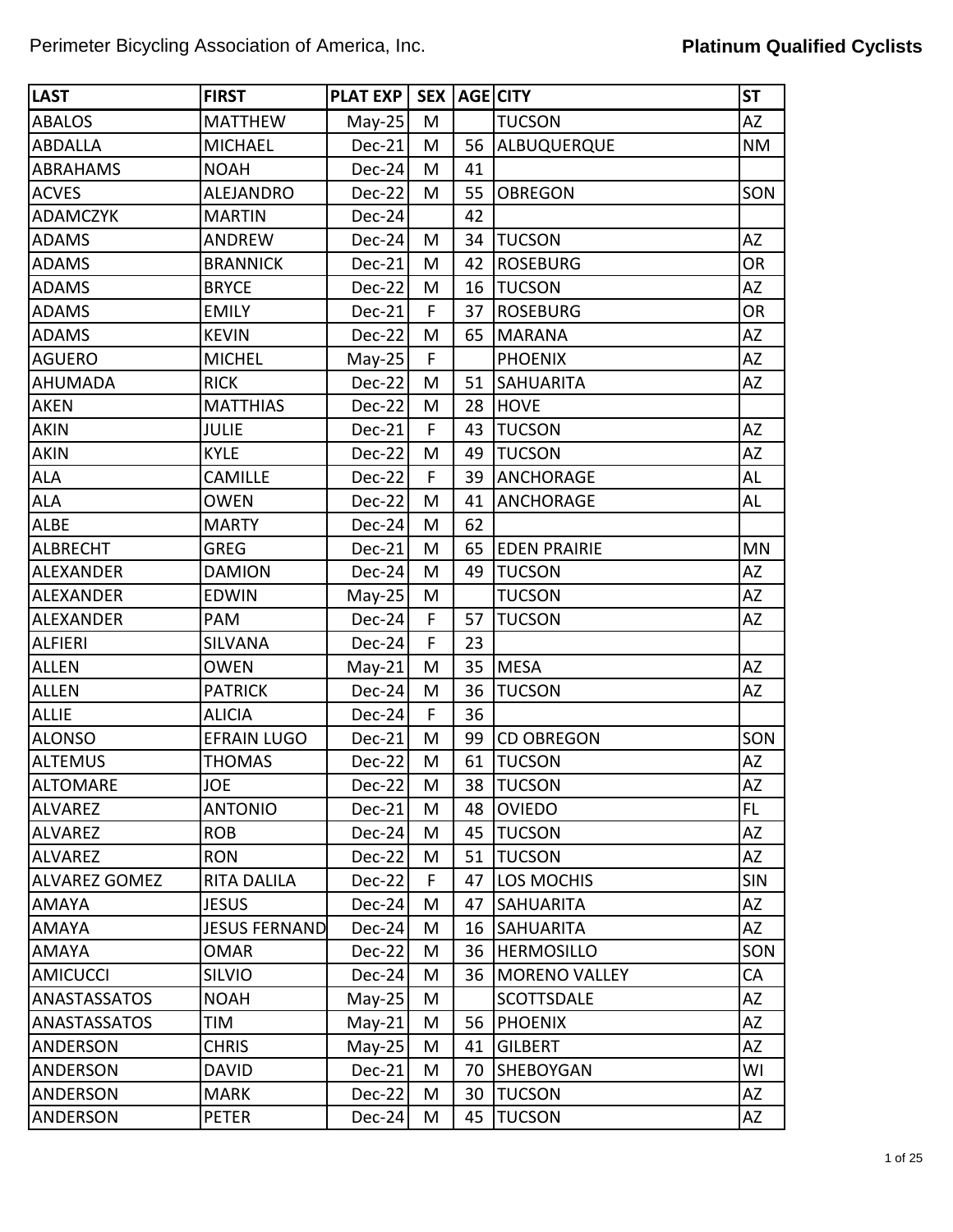Perimeter Bicycling Association of America, Inc.

**Platinum Qualified Cyclists**

| LAST | FIRST | PLAT EXP | SEX | AGE | CITY | ST |
|---|---|---|---|---|---|---|
| ABALOS | MATTHEW | May-25 | M | | TUCSON | AZ |
| ABDALLA | MICHAEL | Dec-21 | M | 56 | ALBUQUERQUE | NM |
| ABRAHAMS | NOAH | Dec-24 | M | 41 | | |
| ACVES | ALEJANDRO | Dec-22 | M | 55 | OBREGON | SON |
| ADAMCZYK | MARTIN | Dec-24 | | 42 | | |
| ADAMS | ANDREW | Dec-24 | M | 34 | TUCSON | AZ |
| ADAMS | BRANNICK | Dec-21 | M | 42 | ROSEBURG | OR |
| ADAMS | BRYCE | Dec-22 | M | 16 | TUCSON | AZ |
| ADAMS | EMILY | Dec-21 | F | 37 | ROSEBURG | OR |
| ADAMS | KEVIN | Dec-22 | M | 65 | MARANA | AZ |
| AGUERO | MICHEL | May-25 | F | | PHOENIX | AZ |
| AHUMADA | RICK | Dec-22 | M | 51 | SAHUARITA | AZ |
| AKEN | MATTHIAS | Dec-22 | M | 28 | HOVE | |
| AKIN | JULIE | Dec-21 | F | 43 | TUCSON | AZ |
| AKIN | KYLE | Dec-22 | M | 49 | TUCSON | AZ |
| ALA | CAMILLE | Dec-22 | F | 39 | ANCHORAGE | AL |
| ALA | OWEN | Dec-22 | M | 41 | ANCHORAGE | AL |
| ALBE | MARTY | Dec-24 | M | 62 | | |
| ALBRECHT | GREG | Dec-21 | M | 65 | EDEN PRAIRIE | MN |
| ALEXANDER | DAMION | Dec-24 | M | 49 | TUCSON | AZ |
| ALEXANDER | EDWIN | May-25 | M | | TUCSON | AZ |
| ALEXANDER | PAM | Dec-24 | F | 57 | TUCSON | AZ |
| ALFIERI | SILVANA | Dec-24 | F | 23 | | |
| ALLEN | OWEN | May-21 | M | 35 | MESA | AZ |
| ALLEN | PATRICK | Dec-24 | M | 36 | TUCSON | AZ |
| ALLIE | ALICIA | Dec-24 | F | 36 | | |
| ALONSO | EFRAIN LUGO | Dec-21 | M | 99 | CD OBREGON | SON |
| ALTEMUS | THOMAS | Dec-22 | M | 61 | TUCSON | AZ |
| ALTOMARE | JOE | Dec-22 | M | 38 | TUCSON | AZ |
| ALVAREZ | ANTONIO | Dec-21 | M | 48 | OVIEDO | FL |
| ALVAREZ | ROB | Dec-24 | M | 45 | TUCSON | AZ |
| ALVAREZ | RON | Dec-22 | M | 51 | TUCSON | AZ |
| ALVAREZ GOMEZ | RITA DALILA | Dec-22 | F | 47 | LOS MOCHIS | SIN |
| AMAYA | JESUS | Dec-24 | M | 47 | SAHUARITA | AZ |
| AMAYA | JESUS FERNAND | Dec-24 | M | 16 | SAHUARITA | AZ |
| AMAYA | OMAR | Dec-22 | M | 36 | HERMOSILLO | SON |
| AMICUCCI | SILVIO | Dec-24 | M | 36 | MORENO VALLEY | CA |
| ANASTASSATOS | NOAH | May-25 | M | | SCOTTSDALE | AZ |
| ANASTASSATOS | TIM | May-21 | M | 56 | PHOENIX | AZ |
| ANDERSON | CHRIS | May-25 | M | 41 | GILBERT | AZ |
| ANDERSON | DAVID | Dec-21 | M | 70 | SHEBOYGAN | WI |
| ANDERSON | MARK | Dec-22 | M | 30 | TUCSON | AZ |
| ANDERSON | PETER | Dec-24 | M | 45 | TUCSON | AZ |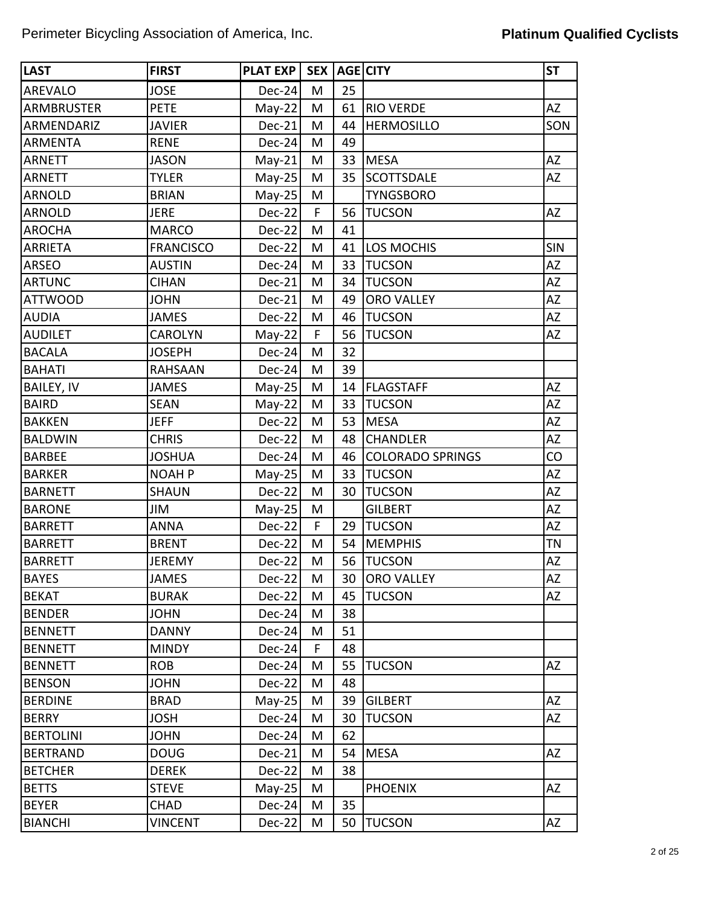| LAST | FIRST | PLAT EXP | SEX | AGE | CITY | ST |
| --- | --- | --- | --- | --- | --- | --- |
| AREVALO | JOSE | Dec-24 | M | 25 | | |
| ARMBRUSTER | PETE | May-22 | M | 61 | RIO VERDE | AZ |
| ARMENDARIZ | JAVIER | Dec-21 | M | 44 | HERMOSILLO | SON |
| ARMENTA | RENE | Dec-24 | M | 49 | | |
| ARNETT | JASON | May-21 | M | 33 | MESA | AZ |
| ARNETT | TYLER | May-25 | M | 35 | SCOTTSDALE | AZ |
| ARNOLD | BRIAN | May-25 | M | | TYNGSBORO | |
| ARNOLD | JERE | Dec-22 | F | 56 | TUCSON | AZ |
| AROCHA | MARCO | Dec-22 | M | 41 | | |
| ARRIETA | FRANCISCO | Dec-22 | M | 41 | LOS MOCHIS | SIN |
| ARSEO | AUSTIN | Dec-24 | M | 33 | TUCSON | AZ |
| ARTUNC | CIHAN | Dec-21 | M | 34 | TUCSON | AZ |
| ATTWOOD | JOHN | Dec-21 | M | 49 | ORO VALLEY | AZ |
| AUDIA | JAMES | Dec-22 | M | 46 | TUCSON | AZ |
| AUDILET | CAROLYN | May-22 | F | 56 | TUCSON | AZ |
| BACALA | JOSEPH | Dec-24 | M | 32 | | |
| BAHATI | RAHSAAN | Dec-24 | M | 39 | | |
| BAILEY, IV | JAMES | May-25 | M | 14 | FLAGSTAFF | AZ |
| BAIRD | SEAN | May-22 | M | 33 | TUCSON | AZ |
| BAKKEN | JEFF | Dec-22 | M | 53 | MESA | AZ |
| BALDWIN | CHRIS | Dec-22 | M | 48 | CHANDLER | AZ |
| BARBEE | JOSHUA | Dec-24 | M | 46 | COLORADO SPRINGS | CO |
| BARKER | NOAH P | May-25 | M | 33 | TUCSON | AZ |
| BARNETT | SHAUN | Dec-22 | M | 30 | TUCSON | AZ |
| BARONE | JIM | May-25 | M | | GILBERT | AZ |
| BARRETT | ANNA | Dec-22 | F | 29 | TUCSON | AZ |
| BARRETT | BRENT | Dec-22 | M | 54 | MEMPHIS | TN |
| BARRETT | JEREMY | Dec-22 | M | 56 | TUCSON | AZ |
| BAYES | JAMES | Dec-22 | M | 30 | ORO VALLEY | AZ |
| BEKAT | BURAK | Dec-22 | M | 45 | TUCSON | AZ |
| BENDER | JOHN | Dec-24 | M | 38 | | |
| BENNETT | DANNY | Dec-24 | M | 51 | | |
| BENNETT | MINDY | Dec-24 | F | 48 | | |
| BENNETT | ROB | Dec-24 | M | 55 | TUCSON | AZ |
| BENSON | JOHN | Dec-22 | M | 48 | | |
| BERDINE | BRAD | May-25 | M | 39 | GILBERT | AZ |
| BERRY | JOSH | Dec-24 | M | 30 | TUCSON | AZ |
| BERTOLINI | JOHN | Dec-24 | M | 62 | | |
| BERTRAND | DOUG | Dec-21 | M | 54 | MESA | AZ |
| BETCHER | DEREK | Dec-22 | M | 38 | | |
| BETTS | STEVE | May-25 | M | | PHOENIX | AZ |
| BEYER | CHAD | Dec-24 | M | 35 | | |
| BIANCHI | VINCENT | Dec-22 | M | 50 | TUCSON | AZ |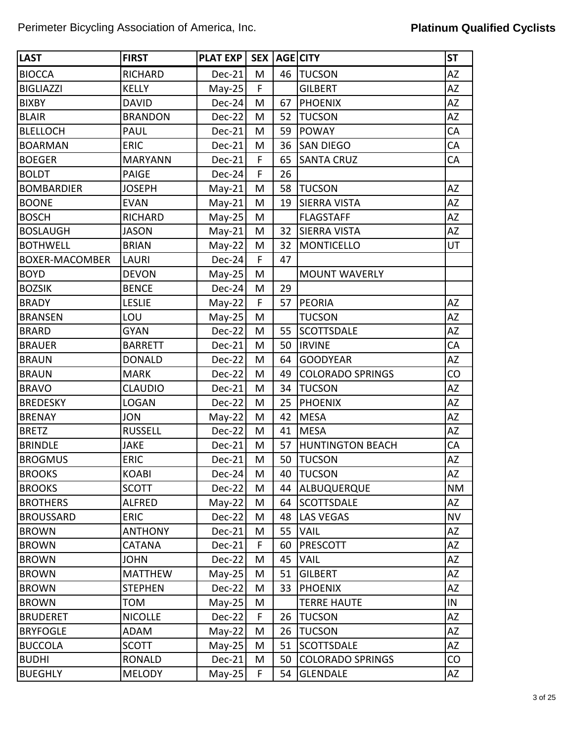| LAST | FIRST | PLAT EXP | SEX | AGE | CITY | ST |
|---|---|---|---|---|---|---|
| BIOCCA | RICHARD | Dec-21 | M | 46 | TUCSON | AZ |
| BIGLIAZZI | KELLY | May-25 | F | | GILBERT | AZ |
| BIXBY | DAVID | Dec-24 | M | 67 | PHOENIX | AZ |
| BLAIR | BRANDON | Dec-22 | M | 52 | TUCSON | AZ |
| BLELLOCH | PAUL | Dec-21 | M | 59 | POWAY | CA |
| BOARMAN | ERIC | Dec-21 | M | 36 | SAN DIEGO | CA |
| BOEGER | MARYANN | Dec-21 | F | 65 | SANTA CRUZ | CA |
| BOLDT | PAIGE | Dec-24 | F | 26 | | |
| BOMBARDIER | JOSEPH | May-21 | M | 58 | TUCSON | AZ |
| BOONE | EVAN | May-21 | M | 19 | SIERRA VISTA | AZ |
| BOSCH | RICHARD | May-25 | M | | FLAGSTAFF | AZ |
| BOSLAUGH | JASON | May-21 | M | 32 | SIERRA VISTA | AZ |
| BOTHWELL | BRIAN | May-22 | M | 32 | MONTICELLO | UT |
| BOXER-MACOMBER | LAURI | Dec-24 | F | 47 | | |
| BOYD | DEVON | May-25 | M | | MOUNT WAVERLY | |
| BOZSIK | BENCE | Dec-24 | M | 29 | | |
| BRADY | LESLIE | May-22 | F | 57 | PEORIA | AZ |
| BRANSEN | LOU | May-25 | M | | TUCSON | AZ |
| BRARD | GYAN | Dec-22 | M | 55 | SCOTTSDALE | AZ |
| BRAUER | BARRETT | Dec-21 | M | 50 | IRVINE | CA |
| BRAUN | DONALD | Dec-22 | M | 64 | GOODYEAR | AZ |
| BRAUN | MARK | Dec-22 | M | 49 | COLORADO SPRINGS | CO |
| BRAVO | CLAUDIO | Dec-21 | M | 34 | TUCSON | AZ |
| BREDESKY | LOGAN | Dec-22 | M | 25 | PHOENIX | AZ |
| BRENAY | JON | May-22 | M | 42 | MESA | AZ |
| BRETZ | RUSSELL | Dec-22 | M | 41 | MESA | AZ |
| BRINDLE | JAKE | Dec-21 | M | 57 | HUNTINGTON BEACH | CA |
| BROGMUS | ERIC | Dec-21 | M | 50 | TUCSON | AZ |
| BROOKS | KOABI | Dec-24 | M | 40 | TUCSON | AZ |
| BROOKS | SCOTT | Dec-22 | M | 44 | ALBUQUERQUE | NM |
| BROTHERS | ALFRED | May-22 | M | 64 | SCOTTSDALE | AZ |
| BROUSSARD | ERIC | Dec-22 | M | 48 | LAS VEGAS | NV |
| BROWN | ANTHONY | Dec-21 | M | 55 | VAIL | AZ |
| BROWN | CATANA | Dec-21 | F | 60 | PRESCOTT | AZ |
| BROWN | JOHN | Dec-22 | M | 45 | VAIL | AZ |
| BROWN | MATTHEW | May-25 | M | 51 | GILBERT | AZ |
| BROWN | STEPHEN | Dec-22 | M | 33 | PHOENIX | AZ |
| BROWN | TOM | May-25 | M | | TERRE HAUTE | IN |
| BRUDERET | NICOLLE | Dec-22 | F | 26 | TUCSON | AZ |
| BRYFOGLE | ADAM | May-22 | M | 26 | TUCSON | AZ |
| BUCCOLA | SCOTT | May-25 | M | 51 | SCOTTSDALE | AZ |
| BUDHI | RONALD | Dec-21 | M | 50 | COLORADO SPRINGS | CO |
| BUEGHLY | MELODY | May-25 | F | 54 | GLENDALE | AZ |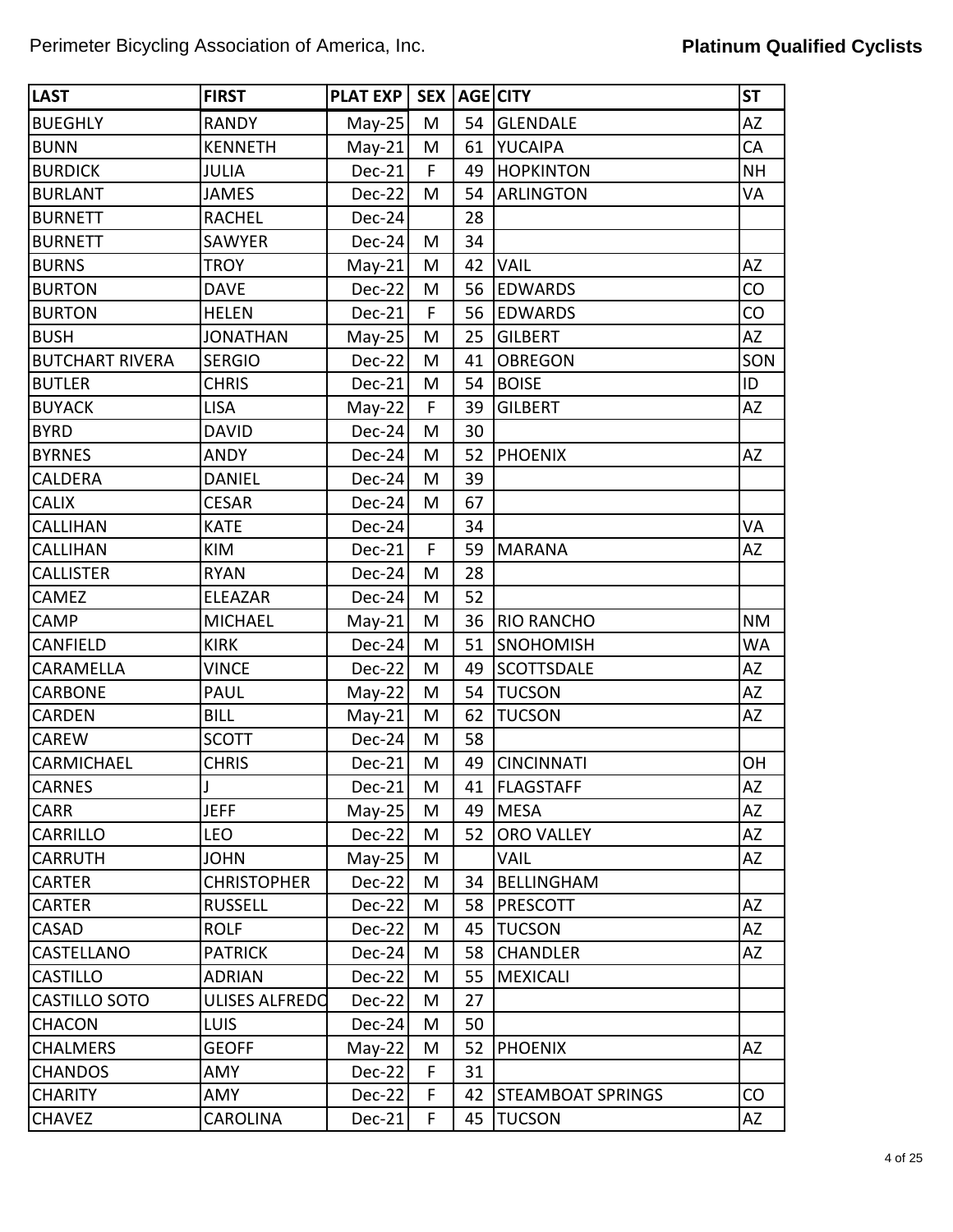| LAST | FIRST | PLAT EXP | SEX | AGE | CITY | ST |
|---|---|---|---|---|---|---|
| BUEGHLY | RANDY | May-25 | M | 54 | GLENDALE | AZ |
| BUNN | KENNETH | May-21 | M | 61 | YUCAIPA | CA |
| BURDICK | JULIA | Dec-21 | F | 49 | HOPKINTON | NH |
| BURLANT | JAMES | Dec-22 | M | 54 | ARLINGTON | VA |
| BURNETT | RACHEL | Dec-24 | | 28 | | |
| BURNETT | SAWYER | Dec-24 | M | 34 | | |
| BURNS | TROY | May-21 | M | 42 | VAIL | AZ |
| BURTON | DAVE | Dec-22 | M | 56 | EDWARDS | CO |
| BURTON | HELEN | Dec-21 | F | 56 | EDWARDS | CO |
| BUSH | JONATHAN | May-25 | M | 25 | GILBERT | AZ |
| BUTCHART RIVERA | SERGIO | Dec-22 | M | 41 | OBREGON | SON |
| BUTLER | CHRIS | Dec-21 | M | 54 | BOISE | ID |
| BUYACK | LISA | May-22 | F | 39 | GILBERT | AZ |
| BYRD | DAVID | Dec-24 | M | 30 | | |
| BYRNES | ANDY | Dec-24 | M | 52 | PHOENIX | AZ |
| CALDERA | DANIEL | Dec-24 | M | 39 | | |
| CALIX | CESAR | Dec-24 | M | 67 | | |
| CALLIHAN | KATE | Dec-24 | | 34 | | VA |
| CALLIHAN | KIM | Dec-21 | F | 59 | MARANA | AZ |
| CALLISTER | RYAN | Dec-24 | M | 28 | | |
| CAMEZ | ELEAZAR | Dec-24 | M | 52 | | |
| CAMP | MICHAEL | May-21 | M | 36 | RIO RANCHO | NM |
| CANFIELD | KIRK | Dec-24 | M | 51 | SNOHOMISH | WA |
| CARAMELLA | VINCE | Dec-22 | M | 49 | SCOTTSDALE | AZ |
| CARBONE | PAUL | May-22 | M | 54 | TUCSON | AZ |
| CARDEN | BILL | May-21 | M | 62 | TUCSON | AZ |
| CAREW | SCOTT | Dec-24 | M | 58 | | |
| CARMICHAEL | CHRIS | Dec-21 | M | 49 | CINCINNATI | OH |
| CARNES | J | Dec-21 | M | 41 | FLAGSTAFF | AZ |
| CARR | JEFF | May-25 | M | 49 | MESA | AZ |
| CARRILLO | LEO | Dec-22 | M | 52 | ORO VALLEY | AZ |
| CARRUTH | JOHN | May-25 | M | | VAIL | AZ |
| CARTER | CHRISTOPHER | Dec-22 | M | 34 | BELLINGHAM | |
| CARTER | RUSSELL | Dec-22 | M | 58 | PRESCOTT | AZ |
| CASAD | ROLF | Dec-22 | M | 45 | TUCSON | AZ |
| CASTELLANO | PATRICK | Dec-24 | M | 58 | CHANDLER | AZ |
| CASTILLO | ADRIAN | Dec-22 | M | 55 | MEXICALI | |
| CASTILLO SOTO | ULISES ALFREDO | Dec-22 | M | 27 | | |
| CHACON | LUIS | Dec-24 | M | 50 | | |
| CHALMERS | GEOFF | May-22 | M | 52 | PHOENIX | AZ |
| CHANDOS | AMY | Dec-22 | F | 31 | | |
| CHARITY | AMY | Dec-22 | F | 42 | STEAMBOAT SPRINGS | CO |
| CHAVEZ | CAROLINA | Dec-21 | F | 45 | TUCSON | AZ |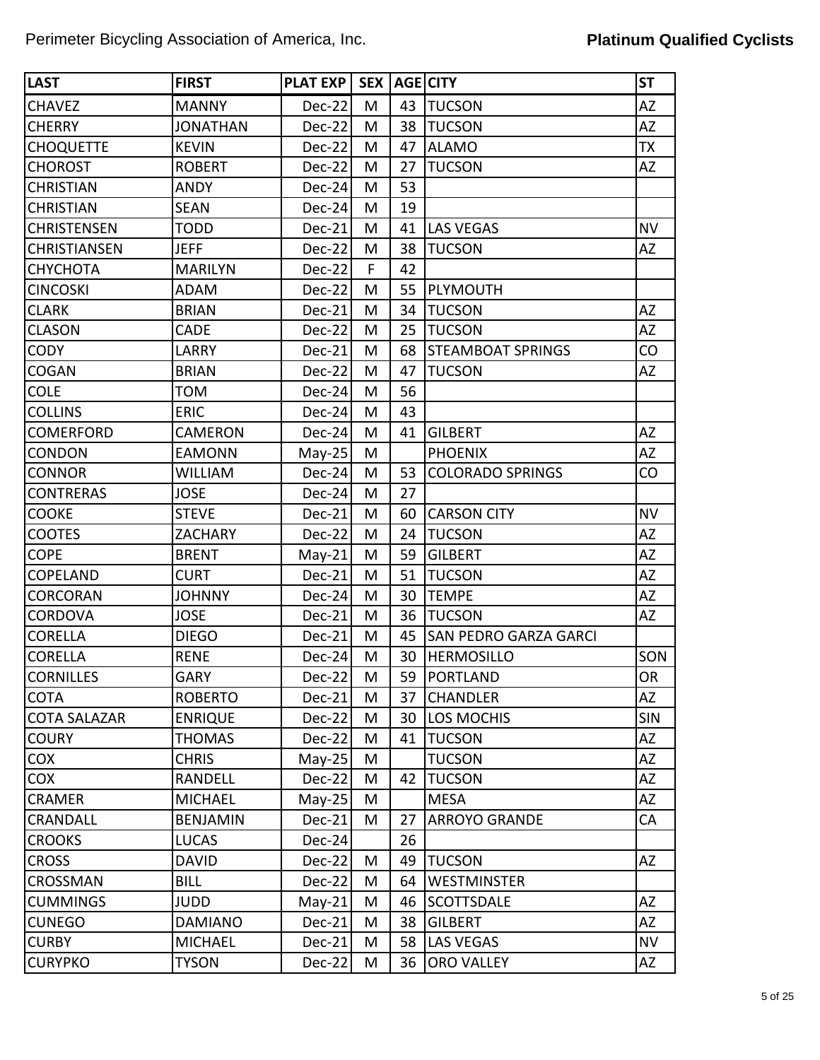| LAST | FIRST | PLAT EXP | SEX | AGE | CITY | ST |
| --- | --- | --- | --- | --- | --- | --- |
| CHAVEZ | MANNY | Dec-22 | M | 43 | TUCSON | AZ |
| CHERRY | JONATHAN | Dec-22 | M | 38 | TUCSON | AZ |
| CHOQUETTE | KEVIN | Dec-22 | M | 47 | ALAMO | TX |
| CHOROST | ROBERT | Dec-22 | M | 27 | TUCSON | AZ |
| CHRISTIAN | ANDY | Dec-24 | M | 53 | | |
| CHRISTIAN | SEAN | Dec-24 | M | 19 | | |
| CHRISTENSEN | TODD | Dec-21 | M | 41 | LAS VEGAS | NV |
| CHRISTIANSEN | JEFF | Dec-22 | M | 38 | TUCSON | AZ |
| CHYCHOTA | MARILYN | Dec-22 | F | 42 | | |
| CINCOSKI | ADAM | Dec-22 | M | 55 | PLYMOUTH | |
| CLARK | BRIAN | Dec-21 | M | 34 | TUCSON | AZ |
| CLASON | CADE | Dec-22 | M | 25 | TUCSON | AZ |
| CODY | LARRY | Dec-21 | M | 68 | STEAMBOAT SPRINGS | CO |
| COGAN | BRIAN | Dec-22 | M | 47 | TUCSON | AZ |
| COLE | TOM | Dec-24 | M | 56 | | |
| COLLINS | ERIC | Dec-24 | M | 43 | | |
| COMERFORD | CAMERON | Dec-24 | M | 41 | GILBERT | AZ |
| CONDON | EAMONN | May-25 | M | | PHOENIX | AZ |
| CONNOR | WILLIAM | Dec-24 | M | 53 | COLORADO SPRINGS | CO |
| CONTRERAS | JOSE | Dec-24 | M | 27 | | |
| COOKE | STEVE | Dec-21 | M | 60 | CARSON CITY | NV |
| COOTES | ZACHARY | Dec-22 | M | 24 | TUCSON | AZ |
| COPE | BRENT | May-21 | M | 59 | GILBERT | AZ |
| COPELAND | CURT | Dec-21 | M | 51 | TUCSON | AZ |
| CORCORAN | JOHNNY | Dec-24 | M | 30 | TEMPE | AZ |
| CORDOVA | JOSE | Dec-21 | M | 36 | TUCSON | AZ |
| CORELLA | DIEGO | Dec-21 | M | 45 | SAN PEDRO GARZA GARCI | |
| CORELLA | RENE | Dec-24 | M | 30 | HERMOSILLO | SON |
| CORNILLES | GARY | Dec-22 | M | 59 | PORTLAND | OR |
| COTA | ROBERTO | Dec-21 | M | 37 | CHANDLER | AZ |
| COTA SALAZAR | ENRIQUE | Dec-22 | M | 30 | LOS MOCHIS | SIN |
| COURY | THOMAS | Dec-22 | M | 41 | TUCSON | AZ |
| COX | CHRIS | May-25 | M | | TUCSON | AZ |
| COX | RANDELL | Dec-22 | M | 42 | TUCSON | AZ |
| CRAMER | MICHAEL | May-25 | M | | MESA | AZ |
| CRANDALL | BENJAMIN | Dec-21 | M | 27 | ARROYO GRANDE | CA |
| CROOKS | LUCAS | Dec-24 | | 26 | | |
| CROSS | DAVID | Dec-22 | M | 49 | TUCSON | AZ |
| CROSSMAN | BILL | Dec-22 | M | 64 | WESTMINSTER | |
| CUMMINGS | JUDD | May-21 | M | 46 | SCOTTSDALE | AZ |
| CUNEGO | DAMIANO | Dec-21 | M | 38 | GILBERT | AZ |
| CURBY | MICHAEL | Dec-21 | M | 58 | LAS VEGAS | NV |
| CURYPKO | TYSON | Dec-22 | M | 36 | ORO VALLEY | AZ |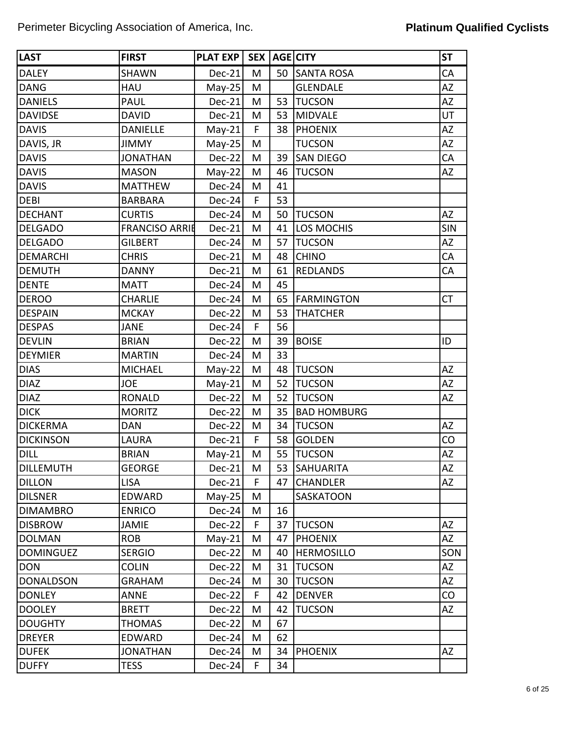| LAST | FIRST | PLAT EXP | SEX | AGE | CITY | ST |
|---|---|---|---|---|---|---|
| DALEY | SHAWN | Dec-21 | M | 50 | SANTA ROSA | CA |
| DANG | HAU | May-25 | M | | GLENDALE | AZ |
| DANIELS | PAUL | Dec-21 | M | 53 | TUCSON | AZ |
| DAVIDSE | DAVID | Dec-21 | M | 53 | MIDVALE | UT |
| DAVIS | DANIELLE | May-21 | F | 38 | PHOENIX | AZ |
| DAVIS, JR | JIMMY | May-25 | M | | TUCSON | AZ |
| DAVIS | JONATHAN | Dec-22 | M | 39 | SAN DIEGO | CA |
| DAVIS | MASON | May-22 | M | 46 | TUCSON | AZ |
| DAVIS | MATTHEW | Dec-24 | M | 41 | | |
| DEBI | BARBARA | Dec-24 | F | 53 | | |
| DECHANT | CURTIS | Dec-24 | M | 50 | TUCSON | AZ |
| DELGADO | FRANCISO ARRIE | Dec-21 | M | 41 | LOS MOCHIS | SIN |
| DELGADO | GILBERT | Dec-24 | M | 57 | TUCSON | AZ |
| DEMARCHI | CHRIS | Dec-21 | M | 48 | CHINO | CA |
| DEMUTH | DANNY | Dec-21 | M | 61 | REDLANDS | CA |
| DENTE | MATT | Dec-24 | M | 45 | | |
| DEROO | CHARLIE | Dec-24 | M | 65 | FARMINGTON | CT |
| DESPAIN | MCKAY | Dec-22 | M | 53 | THATCHER | |
| DESPAS | JANE | Dec-24 | F | 56 | | |
| DEVLIN | BRIAN | Dec-22 | M | 39 | BOISE | ID |
| DEYMIER | MARTIN | Dec-24 | M | 33 | | |
| DIAS | MICHAEL | May-22 | M | 48 | TUCSON | AZ |
| DIAZ | JOE | May-21 | M | 52 | TUCSON | AZ |
| DIAZ | RONALD | Dec-22 | M | 52 | TUCSON | AZ |
| DICK | MORITZ | Dec-22 | M | 35 | BAD HOMBURG | |
| DICKERMA | DAN | Dec-22 | M | 34 | TUCSON | AZ |
| DICKINSON | LAURA | Dec-21 | F | 58 | GOLDEN | CO |
| DILL | BRIAN | May-21 | M | 55 | TUCSON | AZ |
| DILLEMUTH | GEORGE | Dec-21 | M | 53 | SAHUARITA | AZ |
| DILLON | LISA | Dec-21 | F | 47 | CHANDLER | AZ |
| DILSNER | EDWARD | May-25 | M | | SASKATOON | |
| DIMAMBRO | ENRICO | Dec-24 | M | 16 | | |
| DISBROW | JAMIE | Dec-22 | F | 37 | TUCSON | AZ |
| DOLMAN | ROB | May-21 | M | 47 | PHOENIX | AZ |
| DOMINGUEZ | SERGIO | Dec-22 | M | 40 | HERMOSILLO | SON |
| DON | COLIN | Dec-22 | M | 31 | TUCSON | AZ |
| DONALDSON | GRAHAM | Dec-24 | M | 30 | TUCSON | AZ |
| DONLEY | ANNE | Dec-22 | F | 42 | DENVER | CO |
| DOOLEY | BRETT | Dec-22 | M | 42 | TUCSON | AZ |
| DOUGHTY | THOMAS | Dec-22 | M | 67 | | |
| DREYER | EDWARD | Dec-24 | M | 62 | | |
| DUFEK | JONATHAN | Dec-24 | M | 34 | PHOENIX | AZ |
| DUFFY | TESS | Dec-24 | F | 34 | | |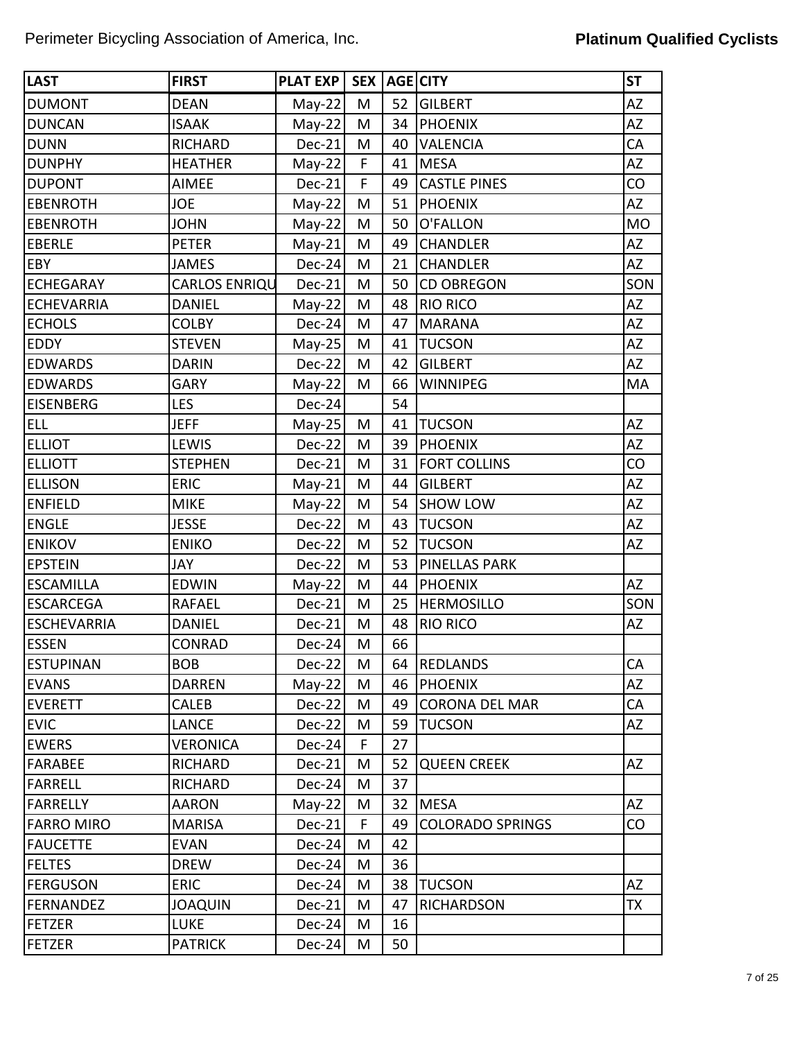| LAST | FIRST | PLAT EXP | SEX | AGE | CITY | ST |
|---|---|---|---|---|---|---|
| DUMONT | DEAN | May-22 | M | 52 | GILBERT | AZ |
| DUNCAN | ISAAK | May-22 | M | 34 | PHOENIX | AZ |
| DUNN | RICHARD | Dec-21 | M | 40 | VALENCIA | CA |
| DUNPHY | HEATHER | May-22 | F | 41 | MESA | AZ |
| DUPONT | AIMEE | Dec-21 | F | 49 | CASTLE PINES | CO |
| EBENROTH | JOE | May-22 | M | 51 | PHOENIX | AZ |
| EBENROTH | JOHN | May-22 | M | 50 | O'FALLON | MO |
| EBERLE | PETER | May-21 | M | 49 | CHANDLER | AZ |
| EBY | JAMES | Dec-24 | M | 21 | CHANDLER | AZ |
| ECHEGARAY | CARLOS ENRIQU | Dec-21 | M | 50 | CD OBREGON | SON |
| ECHEVARRIA | DANIEL | May-22 | M | 48 | RIO RICO | AZ |
| ECHOLS | COLBY | Dec-24 | M | 47 | MARANA | AZ |
| EDDY | STEVEN | May-25 | M | 41 | TUCSON | AZ |
| EDWARDS | DARIN | Dec-22 | M | 42 | GILBERT | AZ |
| EDWARDS | GARY | May-22 | M | 66 | WINNIPEG | MA |
| EISENBERG | LES | Dec-24 | | 54 | | |
| ELL | JEFF | May-25 | M | 41 | TUCSON | AZ |
| ELLIOT | LEWIS | Dec-22 | M | 39 | PHOENIX | AZ |
| ELLIOTT | STEPHEN | Dec-21 | M | 31 | FORT COLLINS | CO |
| ELLISON | ERIC | May-21 | M | 44 | GILBERT | AZ |
| ENFIELD | MIKE | May-22 | M | 54 | SHOW LOW | AZ |
| ENGLE | JESSE | Dec-22 | M | 43 | TUCSON | AZ |
| ENIKOV | ENIKO | Dec-22 | M | 52 | TUCSON | AZ |
| EPSTEIN | JAY | Dec-22 | M | 53 | PINELLAS PARK | |
| ESCAMILLA | EDWIN | May-22 | M | 44 | PHOENIX | AZ |
| ESCARCEGA | RAFAEL | Dec-21 | M | 25 | HERMOSILLO | SON |
| ESCHEVARRIA | DANIEL | Dec-21 | M | 48 | RIO RICO | AZ |
| ESSEN | CONRAD | Dec-24 | M | 66 | | |
| ESTUPINAN | BOB | Dec-22 | M | 64 | REDLANDS | CA |
| EVANS | DARREN | May-22 | M | 46 | PHOENIX | AZ |
| EVERETT | CALEB | Dec-22 | M | 49 | CORONA DEL MAR | CA |
| EVIC | LANCE | Dec-22 | M | 59 | TUCSON | AZ |
| EWERS | VERONICA | Dec-24 | F | 27 | | |
| FARABEE | RICHARD | Dec-21 | M | 52 | QUEEN CREEK | AZ |
| FARRELL | RICHARD | Dec-24 | M | 37 | | |
| FARRELLY | AARON | May-22 | M | 32 | MESA | AZ |
| FARRO MIRO | MARISA | Dec-21 | F | 49 | COLORADO SPRINGS | CO |
| FAUCETTE | EVAN | Dec-24 | M | 42 | | |
| FELTES | DREW | Dec-24 | M | 36 | | |
| FERGUSON | ERIC | Dec-24 | M | 38 | TUCSON | AZ |
| FERNANDEZ | JOAQUIN | Dec-21 | M | 47 | RICHARDSON | TX |
| FETZER | LUKE | Dec-24 | M | 16 | | |
| FETZER | PATRICK | Dec-24 | M | 50 | | |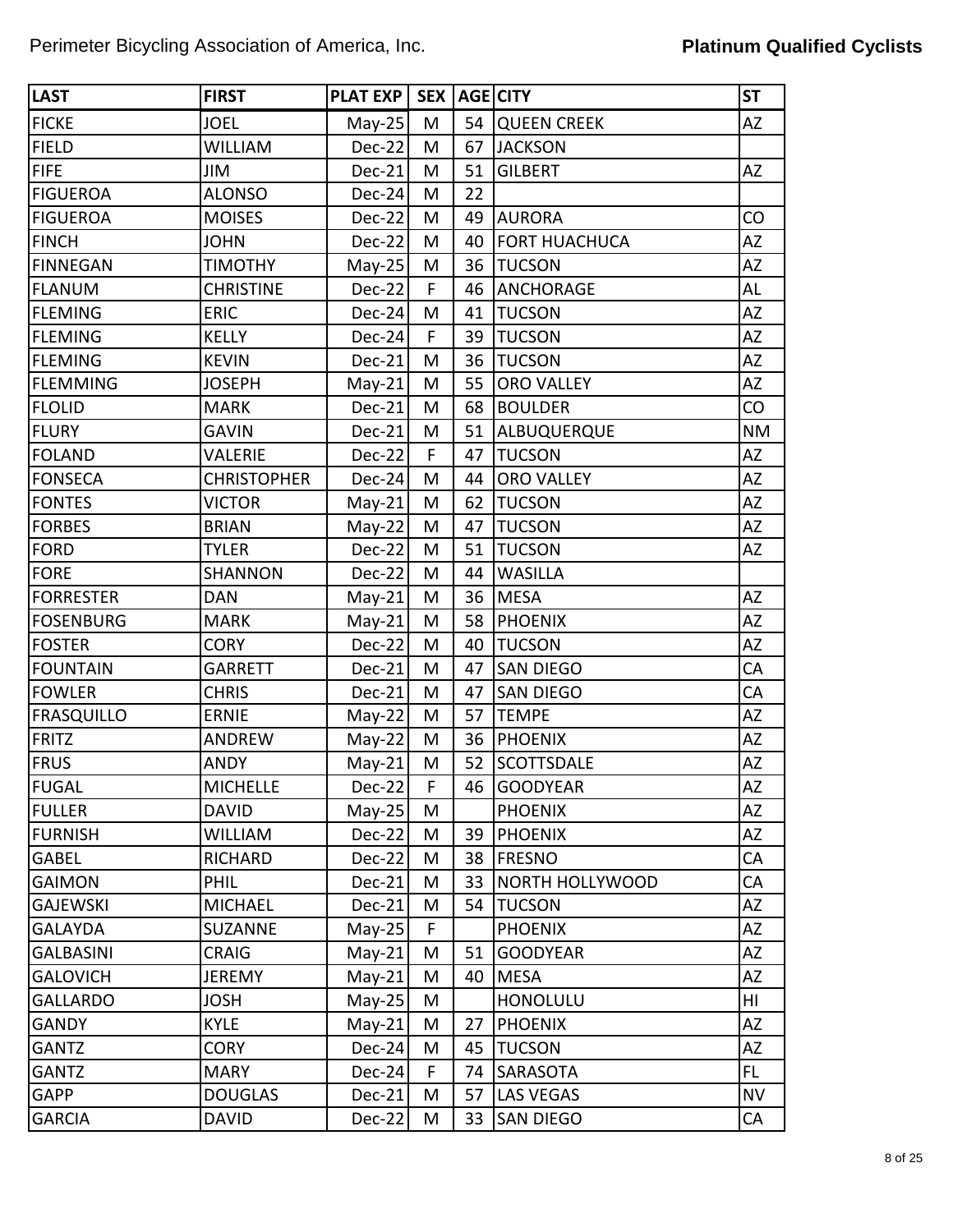| LAST | FIRST | PLAT EXP | SEX | AGE | CITY | ST |
|---|---|---|---|---|---|---|
| FICKE | JOEL | May-25 | M | 54 | QUEEN CREEK | AZ |
| FIELD | WILLIAM | Dec-22 | M | 67 | JACKSON | |
| FIFE | JIM | Dec-21 | M | 51 | GILBERT | AZ |
| FIGUEROA | ALONSO | Dec-24 | M | 22 | | |
| FIGUEROA | MOISES | Dec-22 | M | 49 | AURORA | CO |
| FINCH | JOHN | Dec-22 | M | 40 | FORT HUACHUCA | AZ |
| FINNEGAN | TIMOTHY | May-25 | M | 36 | TUCSON | AZ |
| FLANUM | CHRISTINE | Dec-22 | F | 46 | ANCHORAGE | AL |
| FLEMING | ERIC | Dec-24 | M | 41 | TUCSON | AZ |
| FLEMING | KELLY | Dec-24 | F | 39 | TUCSON | AZ |
| FLEMING | KEVIN | Dec-21 | M | 36 | TUCSON | AZ |
| FLEMMING | JOSEPH | May-21 | M | 55 | ORO VALLEY | AZ |
| FLOLID | MARK | Dec-21 | M | 68 | BOULDER | CO |
| FLURY | GAVIN | Dec-21 | M | 51 | ALBUQUERQUE | NM |
| FOLAND | VALERIE | Dec-22 | F | 47 | TUCSON | AZ |
| FONSECA | CHRISTOPHER | Dec-24 | M | 44 | ORO VALLEY | AZ |
| FONTES | VICTOR | May-21 | M | 62 | TUCSON | AZ |
| FORBES | BRIAN | May-22 | M | 47 | TUCSON | AZ |
| FORD | TYLER | Dec-22 | M | 51 | TUCSON | AZ |
| FORE | SHANNON | Dec-22 | M | 44 | WASILLA | |
| FORRESTER | DAN | May-21 | M | 36 | MESA | AZ |
| FOSENBURG | MARK | May-21 | M | 58 | PHOENIX | AZ |
| FOSTER | CORY | Dec-22 | M | 40 | TUCSON | AZ |
| FOUNTAIN | GARRETT | Dec-21 | M | 47 | SAN DIEGO | CA |
| FOWLER | CHRIS | Dec-21 | M | 47 | SAN DIEGO | CA |
| FRASQUILLO | ERNIE | May-22 | M | 57 | TEMPE | AZ |
| FRITZ | ANDREW | May-22 | M | 36 | PHOENIX | AZ |
| FRUS | ANDY | May-21 | M | 52 | SCOTTSDALE | AZ |
| FUGAL | MICHELLE | Dec-22 | F | 46 | GOODYEAR | AZ |
| FULLER | DAVID | May-25 | M | | PHOENIX | AZ |
| FURNISH | WILLIAM | Dec-22 | M | 39 | PHOENIX | AZ |
| GABEL | RICHARD | Dec-22 | M | 38 | FRESNO | CA |
| GAIMON | PHIL | Dec-21 | M | 33 | NORTH HOLLYWOOD | CA |
| GAJEWSKI | MICHAEL | Dec-21 | M | 54 | TUCSON | AZ |
| GALAYDA | SUZANNE | May-25 | F | | PHOENIX | AZ |
| GALBASINI | CRAIG | May-21 | M | 51 | GOODYEAR | AZ |
| GALOVICH | JEREMY | May-21 | M | 40 | MESA | AZ |
| GALLARDO | JOSH | May-25 | M | | HONOLULU | HI |
| GANDY | KYLE | May-21 | M | 27 | PHOENIX | AZ |
| GANTZ | CORY | Dec-24 | M | 45 | TUCSON | AZ |
| GANTZ | MARY | Dec-24 | F | 74 | SARASOTA | FL |
| GAPP | DOUGLAS | Dec-21 | M | 57 | LAS VEGAS | NV |
| GARCIA | DAVID | Dec-22 | M | 33 | SAN DIEGO | CA |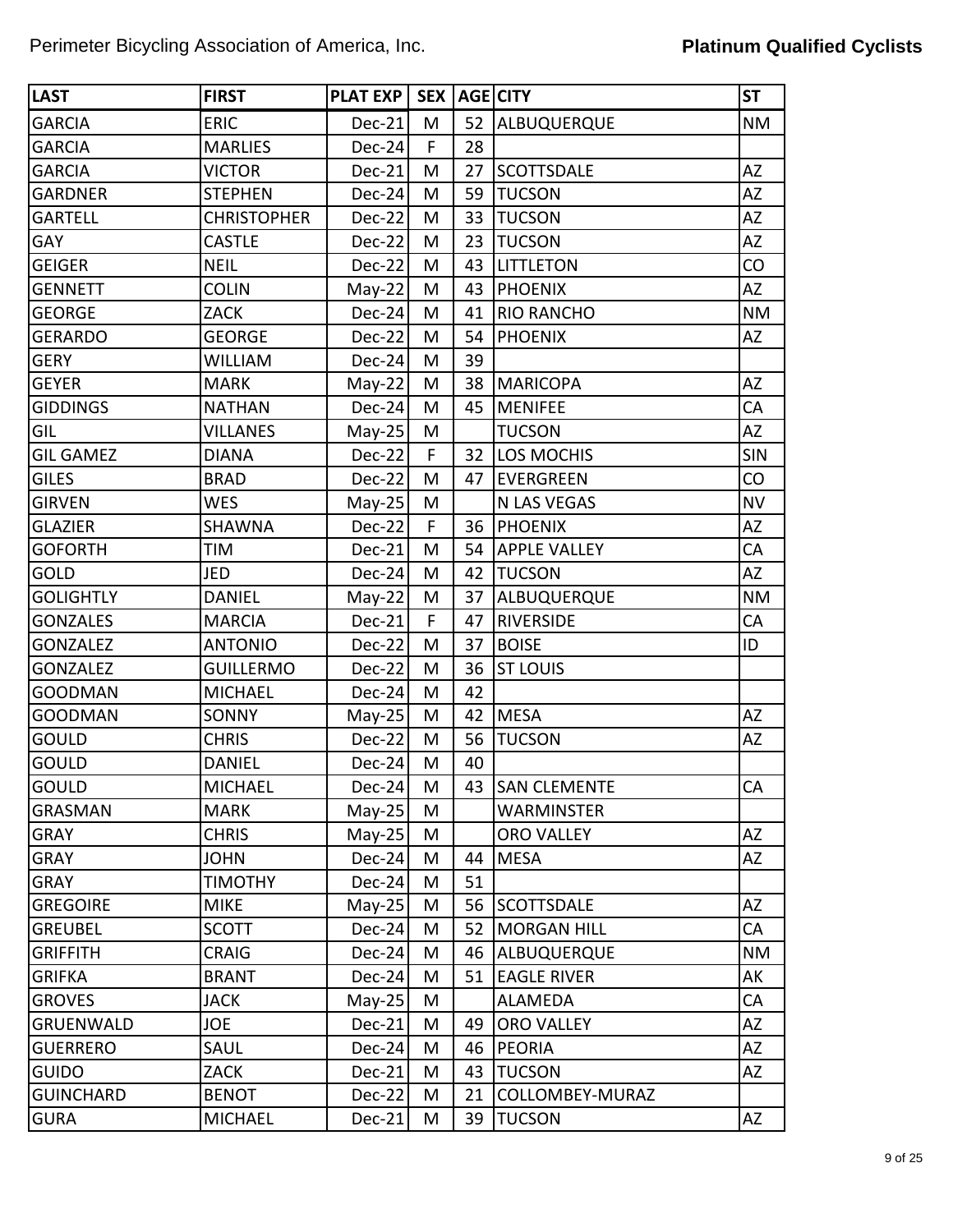| LAST | FIRST | PLAT EXP | SEX | AGE | CITY | ST |
|---|---|---|---|---|---|---|
| GARCIA | ERIC | Dec-21 | M | 52 | ALBUQUERQUE | NM |
| GARCIA | MARLIES | Dec-24 | F | 28 | | |
| GARCIA | VICTOR | Dec-21 | M | 27 | SCOTTSDALE | AZ |
| GARDNER | STEPHEN | Dec-24 | M | 59 | TUCSON | AZ |
| GARTELL | CHRISTOPHER | Dec-22 | M | 33 | TUCSON | AZ |
| GAY | CASTLE | Dec-22 | M | 23 | TUCSON | AZ |
| GEIGER | NEIL | Dec-22 | M | 43 | LITTLETON | CO |
| GENNETT | COLIN | May-22 | M | 43 | PHOENIX | AZ |
| GEORGE | ZACK | Dec-24 | M | 41 | RIO RANCHO | NM |
| GERARDO | GEORGE | Dec-22 | M | 54 | PHOENIX | AZ |
| GERY | WILLIAM | Dec-24 | M | 39 | | |
| GEYER | MARK | May-22 | M | 38 | MARICOPA | AZ |
| GIDDINGS | NATHAN | Dec-24 | M | 45 | MENIFEE | CA |
| GIL | VILLANES | May-25 | M | | TUCSON | AZ |
| GIL GAMEZ | DIANA | Dec-22 | F | 32 | LOS MOCHIS | SIN |
| GILES | BRAD | Dec-22 | M | 47 | EVERGREEN | CO |
| GIRVEN | WES | May-25 | M | | N LAS VEGAS | NV |
| GLAZIER | SHAWNA | Dec-22 | F | 36 | PHOENIX | AZ |
| GOFORTH | TIM | Dec-21 | M | 54 | APPLE VALLEY | CA |
| GOLD | JED | Dec-24 | M | 42 | TUCSON | AZ |
| GOLIGHTLY | DANIEL | May-22 | M | 37 | ALBUQUERQUE | NM |
| GONZALES | MARCIA | Dec-21 | F | 47 | RIVERSIDE | CA |
| GONZALEZ | ANTONIO | Dec-22 | M | 37 | BOISE | ID |
| GONZALEZ | GUILLERMO | Dec-22 | M | 36 | ST LOUIS | |
| GOODMAN | MICHAEL | Dec-24 | M | 42 | | |
| GOODMAN | SONNY | May-25 | M | 42 | MESA | AZ |
| GOULD | CHRIS | Dec-22 | M | 56 | TUCSON | AZ |
| GOULD | DANIEL | Dec-24 | M | 40 | | |
| GOULD | MICHAEL | Dec-24 | M | 43 | SAN CLEMENTE | CA |
| GRASMAN | MARK | May-25 | M | | WARMINSTER | |
| GRAY | CHRIS | May-25 | M | | ORO VALLEY | AZ |
| GRAY | JOHN | Dec-24 | M | 44 | MESA | AZ |
| GRAY | TIMOTHY | Dec-24 | M | 51 | | |
| GREGOIRE | MIKE | May-25 | M | 56 | SCOTTSDALE | AZ |
| GREUBEL | SCOTT | Dec-24 | M | 52 | MORGAN HILL | CA |
| GRIFFITH | CRAIG | Dec-24 | M | 46 | ALBUQUERQUE | NM |
| GRIFKA | BRANT | Dec-24 | M | 51 | EAGLE RIVER | AK |
| GROVES | JACK | May-25 | M | | ALAMEDA | CA |
| GRUENWALD | JOE | Dec-21 | M | 49 | ORO VALLEY | AZ |
| GUERRERO | SAUL | Dec-24 | M | 46 | PEORIA | AZ |
| GUIDO | ZACK | Dec-21 | M | 43 | TUCSON | AZ |
| GUINCHARD | BENOT | Dec-22 | M | 21 | COLLOMBEY-MURAZ | |
| GURA | MICHAEL | Dec-21 | M | 39 | TUCSON | AZ |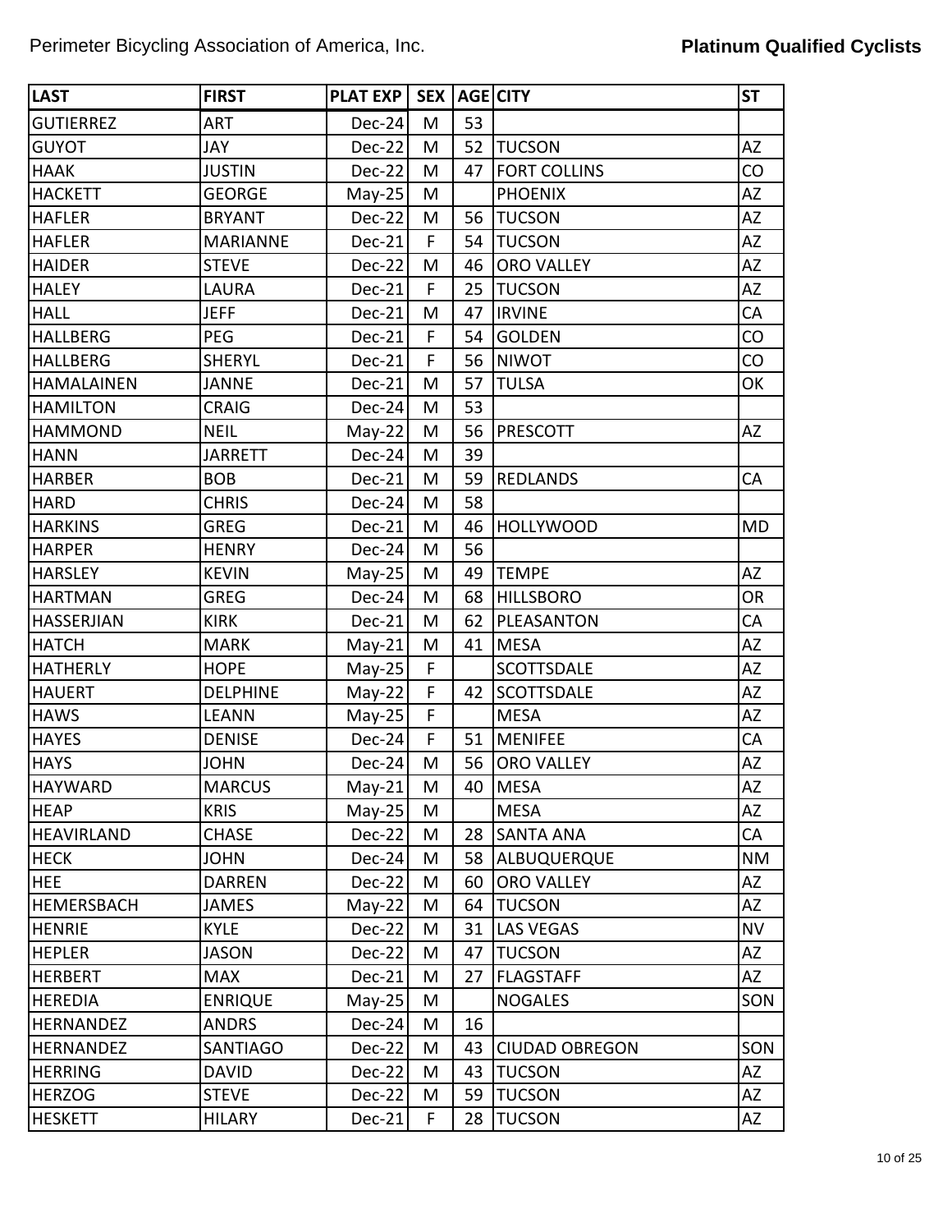| LAST | FIRST | PLAT EXP | SEX | AGE | CITY | ST |
|---|---|---|---|---|---|---|
| GUTIERREZ | ART | Dec-24 | M | 53 | | |
| GUYOT | JAY | Dec-22 | M | 52 | TUCSON | AZ |
| HAAK | JUSTIN | Dec-22 | M | 47 | FORT COLLINS | CO |
| HACKETT | GEORGE | May-25 | M | | PHOENIX | AZ |
| HAFLER | BRYANT | Dec-22 | M | 56 | TUCSON | AZ |
| HAFLER | MARIANNE | Dec-21 | F | 54 | TUCSON | AZ |
| HAIDER | STEVE | Dec-22 | M | 46 | ORO VALLEY | AZ |
| HALEY | LAURA | Dec-21 | F | 25 | TUCSON | AZ |
| HALL | JEFF | Dec-21 | M | 47 | IRVINE | CA |
| HALLBERG | PEG | Dec-21 | F | 54 | GOLDEN | CO |
| HALLBERG | SHERYL | Dec-21 | F | 56 | NIWOT | CO |
| HAMALAINEN | JANNE | Dec-21 | M | 57 | TULSA | OK |
| HAMILTON | CRAIG | Dec-24 | M | 53 | | |
| HAMMOND | NEIL | May-22 | M | 56 | PRESCOTT | AZ |
| HANN | JARRETT | Dec-24 | M | 39 | | |
| HARBER | BOB | Dec-21 | M | 59 | REDLANDS | CA |
| HARD | CHRIS | Dec-24 | M | 58 | | |
| HARKINS | GREG | Dec-21 | M | 46 | HOLLYWOOD | MD |
| HARPER | HENRY | Dec-24 | M | 56 | | |
| HARSLEY | KEVIN | May-25 | M | 49 | TEMPE | AZ |
| HARTMAN | GREG | Dec-24 | M | 68 | HILLSBORO | OR |
| HASSERJIAN | KIRK | Dec-21 | M | 62 | PLEASANTON | CA |
| HATCH | MARK | May-21 | M | 41 | MESA | AZ |
| HATHERLY | HOPE | May-25 | F | | SCOTTSDALE | AZ |
| HAUERT | DELPHINE | May-22 | F | 42 | SCOTTSDALE | AZ |
| HAWS | LEANN | May-25 | F | | MESA | AZ |
| HAYES | DENISE | Dec-24 | F | 51 | MENIFEE | CA |
| HAYS | JOHN | Dec-24 | M | 56 | ORO VALLEY | AZ |
| HAYWARD | MARCUS | May-21 | M | 40 | MESA | AZ |
| HEAP | KRIS | May-25 | M | | MESA | AZ |
| HEAVIRLAND | CHASE | Dec-22 | M | 28 | SANTA ANA | CA |
| HECK | JOHN | Dec-24 | M | 58 | ALBUQUERQUE | NM |
| HEE | DARREN | Dec-22 | M | 60 | ORO VALLEY | AZ |
| HEMERSBACH | JAMES | May-22 | M | 64 | TUCSON | AZ |
| HENRIE | KYLE | Dec-22 | M | 31 | LAS VEGAS | NV |
| HEPLER | JASON | Dec-22 | M | 47 | TUCSON | AZ |
| HERBERT | MAX | Dec-21 | M | 27 | FLAGSTAFF | AZ |
| HEREDIA | ENRIQUE | May-25 | M | | NOGALES | SON |
| HERNANDEZ | ANDRS | Dec-24 | M | 16 | | |
| HERNANDEZ | SANTIAGO | Dec-22 | M | 43 | CIUDAD OBREGON | SON |
| HERRING | DAVID | Dec-22 | M | 43 | TUCSON | AZ |
| HERZOG | STEVE | Dec-22 | M | 59 | TUCSON | AZ |
| HESKETT | HILARY | Dec-21 | F | 28 | TUCSON | AZ |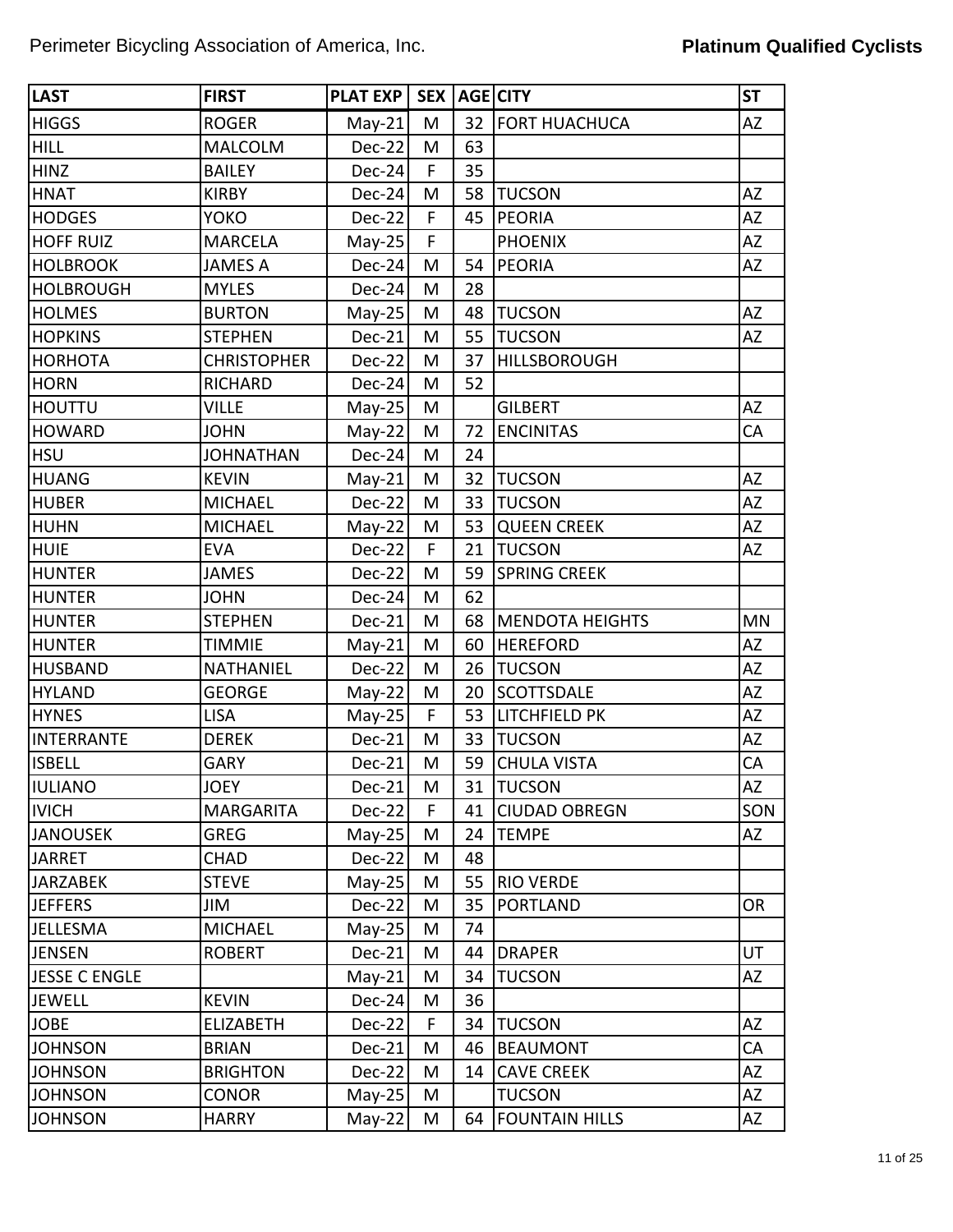| LAST | FIRST | PLAT EXP | SEX | AGE | CITY | ST |
|---|---|---|---|---|---|---|
| HIGGS | ROGER | May-21 | M | 32 | FORT HUACHUCA | AZ |
| HILL | MALCOLM | Dec-22 | M | 63 | | |
| HINZ | BAILEY | Dec-24 | F | 35 | | |
| HNAT | KIRBY | Dec-24 | M | 58 | TUCSON | AZ |
| HODGES | YOKO | Dec-22 | F | 45 | PEORIA | AZ |
| HOFF RUIZ | MARCELA | May-25 | F | | PHOENIX | AZ |
| HOLBROOK | JAMES A | Dec-24 | M | 54 | PEORIA | AZ |
| HOLBROUGH | MYLES | Dec-24 | M | 28 | | |
| HOLMES | BURTON | May-25 | M | 48 | TUCSON | AZ |
| HOPKINS | STEPHEN | Dec-21 | M | 55 | TUCSON | AZ |
| HORHOTA | CHRISTOPHER | Dec-22 | M | 37 | HILLSBOROUGH | |
| HORN | RICHARD | Dec-24 | M | 52 | | |
| HOUTTU | VILLE | May-25 | M | | GILBERT | AZ |
| HOWARD | JOHN | May-22 | M | 72 | ENCINITAS | CA |
| HSU | JOHNATHAN | Dec-24 | M | 24 | | |
| HUANG | KEVIN | May-21 | M | 32 | TUCSON | AZ |
| HUBER | MICHAEL | Dec-22 | M | 33 | TUCSON | AZ |
| HUHN | MICHAEL | May-22 | M | 53 | QUEEN CREEK | AZ |
| HUIE | EVA | Dec-22 | F | 21 | TUCSON | AZ |
| HUNTER | JAMES | Dec-22 | M | 59 | SPRING CREEK | |
| HUNTER | JOHN | Dec-24 | M | 62 | | |
| HUNTER | STEPHEN | Dec-21 | M | 68 | MENDOTA HEIGHTS | MN |
| HUNTER | TIMMIE | May-21 | M | 60 | HEREFORD | AZ |
| HUSBAND | NATHANIEL | Dec-22 | M | 26 | TUCSON | AZ |
| HYLAND | GEORGE | May-22 | M | 20 | SCOTTSDALE | AZ |
| HYNES | LISA | May-25 | F | 53 | LITCHFIELD PK | AZ |
| INTERRANTE | DEREK | Dec-21 | M | 33 | TUCSON | AZ |
| ISBELL | GARY | Dec-21 | M | 59 | CHULA VISTA | CA |
| IULIANO | JOEY | Dec-21 | M | 31 | TUCSON | AZ |
| IVICH | MARGARITA | Dec-22 | F | 41 | CIUDAD OBREGN | SON |
| JANOUSEK | GREG | May-25 | M | 24 | TEMPE | AZ |
| JARRET | CHAD | Dec-22 | M | 48 | | |
| JARZABEK | STEVE | May-25 | M | 55 | RIO VERDE | |
| JEFFERS | JIM | Dec-22 | M | 35 | PORTLAND | OR |
| JELLESMA | MICHAEL | May-25 | M | 74 | | |
| JENSEN | ROBERT | Dec-21 | M | 44 | DRAPER | UT |
| JESSE C ENGLE | | May-21 | M | 34 | TUCSON | AZ |
| JEWELL | KEVIN | Dec-24 | M | 36 | | |
| JOBE | ELIZABETH | Dec-22 | F | 34 | TUCSON | AZ |
| JOHNSON | BRIAN | Dec-21 | M | 46 | BEAUMONT | CA |
| JOHNSON | BRIGHTON | Dec-22 | M | 14 | CAVE CREEK | AZ |
| JOHNSON | CONOR | May-25 | M | | TUCSON | AZ |
| JOHNSON | HARRY | May-22 | M | 64 | FOUNTAIN HILLS | AZ |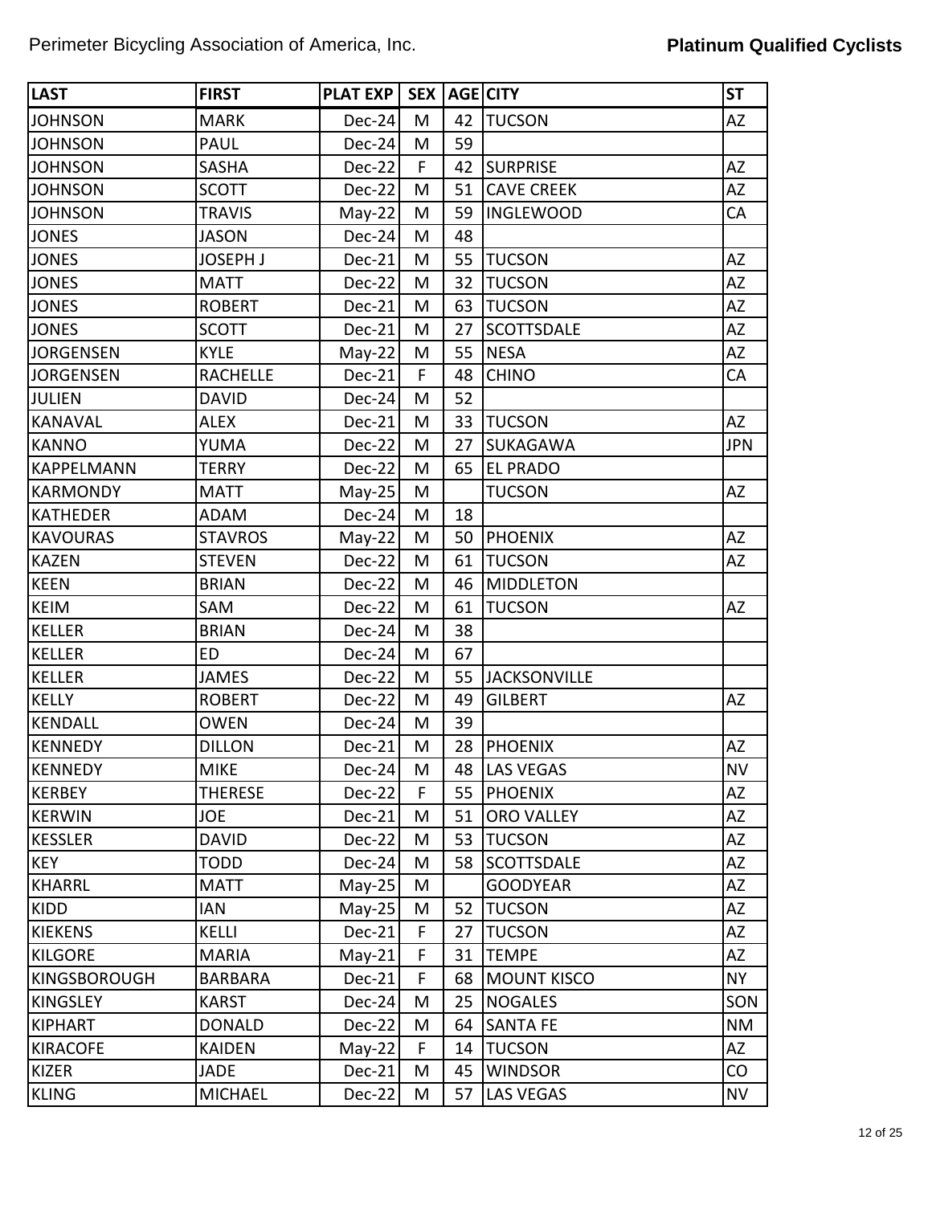| LAST | FIRST | PLAT EXP | SEX | AGE | CITY | ST |
|---|---|---|---|---|---|---|
| JOHNSON | MARK | Dec-24 | M | 42 | TUCSON | AZ |
| JOHNSON | PAUL | Dec-24 | M | 59 | | |
| JOHNSON | SASHA | Dec-22 | F | 42 | SURPRISE | AZ |
| JOHNSON | SCOTT | Dec-22 | M | 51 | CAVE CREEK | AZ |
| JOHNSON | TRAVIS | May-22 | M | 59 | INGLEWOOD | CA |
| JONES | JASON | Dec-24 | M | 48 | | |
| JONES | JOSEPH J | Dec-21 | M | 55 | TUCSON | AZ |
| JONES | MATT | Dec-22 | M | 32 | TUCSON | AZ |
| JONES | ROBERT | Dec-21 | M | 63 | TUCSON | AZ |
| JONES | SCOTT | Dec-21 | M | 27 | SCOTTSDALE | AZ |
| JORGENSEN | KYLE | May-22 | M | 55 | NESA | AZ |
| JORGENSEN | RACHELLE | Dec-21 | F | 48 | CHINO | CA |
| JULIEN | DAVID | Dec-24 | M | 52 | | |
| KANAVAL | ALEX | Dec-21 | M | 33 | TUCSON | AZ |
| KANNO | YUMA | Dec-22 | M | 27 | SUKAGAWA | JPN |
| KAPPELMANN | TERRY | Dec-22 | M | 65 | EL PRADO | |
| KARMONDY | MATT | May-25 | M | | TUCSON | AZ |
| KATHEDER | ADAM | Dec-24 | M | 18 | | |
| KAVOURAS | STAVROS | May-22 | M | 50 | PHOENIX | AZ |
| KAZEN | STEVEN | Dec-22 | M | 61 | TUCSON | AZ |
| KEEN | BRIAN | Dec-22 | M | 46 | MIDDLETON | |
| KEIM | SAM | Dec-22 | M | 61 | TUCSON | AZ |
| KELLER | BRIAN | Dec-24 | M | 38 | | |
| KELLER | ED | Dec-24 | M | 67 | | |
| KELLER | JAMES | Dec-22 | M | 55 | JACKSONVILLE | |
| KELLY | ROBERT | Dec-22 | M | 49 | GILBERT | AZ |
| KENDALL | OWEN | Dec-24 | M | 39 | | |
| KENNEDY | DILLON | Dec-21 | M | 28 | PHOENIX | AZ |
| KENNEDY | MIKE | Dec-24 | M | 48 | LAS VEGAS | NV |
| KERBEY | THERESE | Dec-22 | F | 55 | PHOENIX | AZ |
| KERWIN | JOE | Dec-21 | M | 51 | ORO VALLEY | AZ |
| KESSLER | DAVID | Dec-22 | M | 53 | TUCSON | AZ |
| KEY | TODD | Dec-24 | M | 58 | SCOTTSDALE | AZ |
| KHARRL | MATT | May-25 | M | | GOODYEAR | AZ |
| KIDD | IAN | May-25 | M | 52 | TUCSON | AZ |
| KIEKENS | KELLI | Dec-21 | F | 27 | TUCSON | AZ |
| KILGORE | MARIA | May-21 | F | 31 | TEMPE | AZ |
| KINGSBOROUGH | BARBARA | Dec-21 | F | 68 | MOUNT KISCO | NY |
| KINGSLEY | KARST | Dec-24 | M | 25 | NOGALES | SON |
| KIPHART | DONALD | Dec-22 | M | 64 | SANTA FE | NM |
| KIRACOFE | KAIDEN | May-22 | F | 14 | TUCSON | AZ |
| KIZER | JADE | Dec-21 | M | 45 | WINDSOR | CO |
| KLING | MICHAEL | Dec-22 | M | 57 | LAS VEGAS | NV |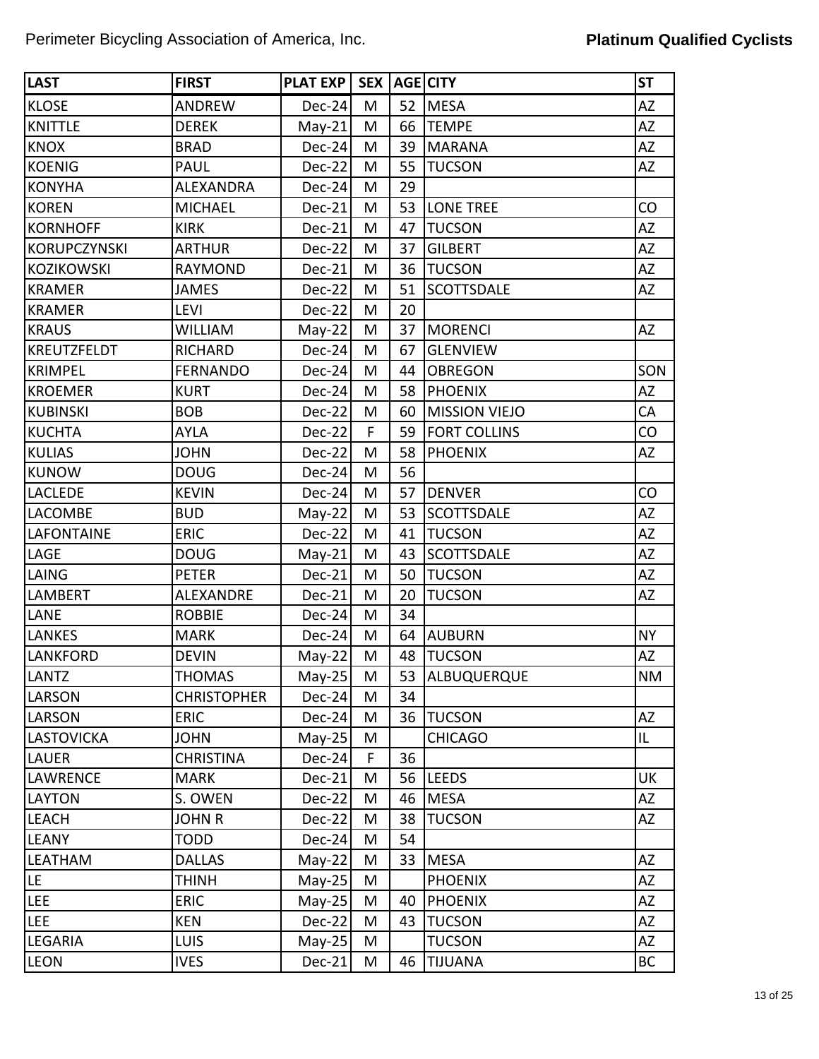Perimeter Bicycling Association of America, Inc.

**Platinum Qualified Cyclists**

| LAST | FIRST | PLAT EXP | SEX | AGE | CITY | ST |
|---|---|---|---|---|---|---|
| KLOSE | ANDREW | Dec-24 | M | 52 | MESA | AZ |
| KNITTLE | DEREK | May-21 | M | 66 | TEMPE | AZ |
| KNOX | BRAD | Dec-24 | M | 39 | MARANA | AZ |
| KOENIG | PAUL | Dec-22 | M | 55 | TUCSON | AZ |
| KONYHA | ALEXANDRA | Dec-24 | M | 29 | | |
| KOREN | MICHAEL | Dec-21 | M | 53 | LONE TREE | CO |
| KORNHOFF | KIRK | Dec-21 | M | 47 | TUCSON | AZ |
| KORUPCZYNSKI | ARTHUR | Dec-22 | M | 37 | GILBERT | AZ |
| KOZIKOWSKI | RAYMOND | Dec-21 | M | 36 | TUCSON | AZ |
| KRAMER | JAMES | Dec-22 | M | 51 | SCOTTSDALE | AZ |
| KRAMER | LEVI | Dec-22 | M | 20 | | |
| KRAUS | WILLIAM | May-22 | M | 37 | MORENCI | AZ |
| KREUTZFELDT | RICHARD | Dec-24 | M | 67 | GLENVIEW | |
| KRIMPEL | FERNANDO | Dec-24 | M | 44 | OBREGON | SON |
| KROEMER | KURT | Dec-24 | M | 58 | PHOENIX | AZ |
| KUBINSKI | BOB | Dec-22 | M | 60 | MISSION VIEJO | CA |
| KUCHTA | AYLA | Dec-22 | F | 59 | FORT COLLINS | CO |
| KULIAS | JOHN | Dec-22 | M | 58 | PHOENIX | AZ |
| KUNOW | DOUG | Dec-24 | M | 56 | | |
| LACLEDE | KEVIN | Dec-24 | M | 57 | DENVER | CO |
| LACOMBE | BUD | May-22 | M | 53 | SCOTTSDALE | AZ |
| LAFONTAINE | ERIC | Dec-22 | M | 41 | TUCSON | AZ |
| LAGE | DOUG | May-21 | M | 43 | SCOTTSDALE | AZ |
| LAING | PETER | Dec-21 | M | 50 | TUCSON | AZ |
| LAMBERT | ALEXANDRE | Dec-21 | M | 20 | TUCSON | AZ |
| LANE | ROBBIE | Dec-24 | M | 34 | | |
| LANKES | MARK | Dec-24 | M | 64 | AUBURN | NY |
| LANKFORD | DEVIN | May-22 | M | 48 | TUCSON | AZ |
| LANTZ | THOMAS | May-25 | M | 53 | ALBUQUERQUE | NM |
| LARSON | CHRISTOPHER | Dec-24 | M | 34 | | |
| LARSON | ERIC | Dec-24 | M | 36 | TUCSON | AZ |
| LASTOVICKA | JOHN | May-25 | M | | CHICAGO | IL |
| LAUER | CHRISTINA | Dec-24 | F | 36 | | |
| LAWRENCE | MARK | Dec-21 | M | 56 | LEEDS | UK |
| LAYTON | S. OWEN | Dec-22 | M | 46 | MESA | AZ |
| LEACH | JOHN R | Dec-22 | M | 38 | TUCSON | AZ |
| LEANY | TODD | Dec-24 | M | 54 | | |
| LEATHAM | DALLAS | May-22 | M | 33 | MESA | AZ |
| LE | THINH | May-25 | M | | PHOENIX | AZ |
| LEE | ERIC | May-25 | M | 40 | PHOENIX | AZ |
| LEE | KEN | Dec-22 | M | 43 | TUCSON | AZ |
| LEGARIA | LUIS | May-25 | M | | TUCSON | AZ |
| LEON | IVES | Dec-21 | M | 46 | TIJUANA | BC |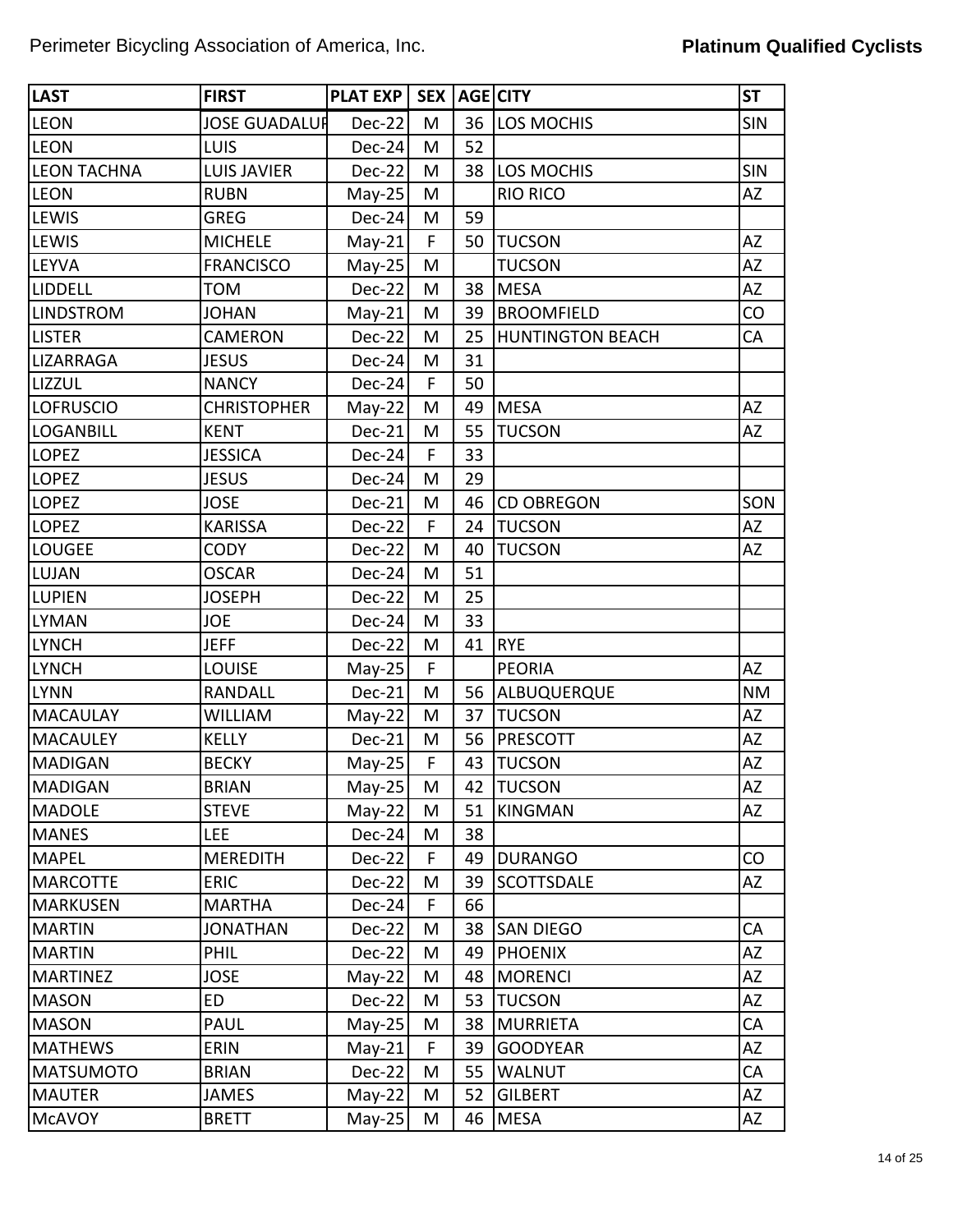| LAST | FIRST | PLAT EXP | SEX | AGE | CITY | ST |
|---|---|---|---|---|---|---|
| LEON | JOSE GUADALUP | Dec-22 | M | 36 | LOS MOCHIS | SIN |
| LEON | LUIS | Dec-24 | M | 52 | | |
| LEON TACHNA | LUIS JAVIER | Dec-22 | M | 38 | LOS MOCHIS | SIN |
| LEON | RUBN | May-25 | M | | RIO RICO | AZ |
| LEWIS | GREG | Dec-24 | M | 59 | | |
| LEWIS | MICHELE | May-21 | F | 50 | TUCSON | AZ |
| LEYVA | FRANCISCO | May-25 | M | | TUCSON | AZ |
| LIDDELL | TOM | Dec-22 | M | 38 | MESA | AZ |
| LINDSTROM | JOHAN | May-21 | M | 39 | BROOMFIELD | CO |
| LISTER | CAMERON | Dec-22 | M | 25 | HUNTINGTON BEACH | CA |
| LIZARRAGA | JESUS | Dec-24 | M | 31 | | |
| LIZZUL | NANCY | Dec-24 | F | 50 | | |
| LOFRUSCIO | CHRISTOPHER | May-22 | M | 49 | MESA | AZ |
| LOGANBILL | KENT | Dec-21 | M | 55 | TUCSON | AZ |
| LOPEZ | JESSICA | Dec-24 | F | 33 | | |
| LOPEZ | JESUS | Dec-24 | M | 29 | | |
| LOPEZ | JOSE | Dec-21 | M | 46 | CD OBREGON | SON |
| LOPEZ | KARISSA | Dec-22 | F | 24 | TUCSON | AZ |
| LOUGEE | CODY | Dec-22 | M | 40 | TUCSON | AZ |
| LUJAN | OSCAR | Dec-24 | M | 51 | | |
| LUPIEN | JOSEPH | Dec-22 | M | 25 | | |
| LYMAN | JOE | Dec-24 | M | 33 | | |
| LYNCH | JEFF | Dec-22 | M | 41 | RYE | |
| LYNCH | LOUISE | May-25 | F | | PEORIA | AZ |
| LYNN | RANDALL | Dec-21 | M | 56 | ALBUQUERQUE | NM |
| MACAULAY | WILLIAM | May-22 | M | 37 | TUCSON | AZ |
| MACAULEY | KELLY | Dec-21 | M | 56 | PRESCOTT | AZ |
| MADIGAN | BECKY | May-25 | F | 43 | TUCSON | AZ |
| MADIGAN | BRIAN | May-25 | M | 42 | TUCSON | AZ |
| MADOLE | STEVE | May-22 | M | 51 | KINGMAN | AZ |
| MANES | LEE | Dec-24 | M | 38 | | |
| MAPEL | MEREDITH | Dec-22 | F | 49 | DURANGO | CO |
| MARCOTTE | ERIC | Dec-22 | M | 39 | SCOTTSDALE | AZ |
| MARKUSEN | MARTHA | Dec-24 | F | 66 | | |
| MARTIN | JONATHAN | Dec-22 | M | 38 | SAN DIEGO | CA |
| MARTIN | PHIL | Dec-22 | M | 49 | PHOENIX | AZ |
| MARTINEZ | JOSE | May-22 | M | 48 | MORENCI | AZ |
| MASON | ED | Dec-22 | M | 53 | TUCSON | AZ |
| MASON | PAUL | May-25 | M | 38 | MURRIETA | CA |
| MATHEWS | ERIN | May-21 | F | 39 | GOODYEAR | AZ |
| MATSUMOTO | BRIAN | Dec-22 | M | 55 | WALNUT | CA |
| MAUTER | JAMES | May-22 | M | 52 | GILBERT | AZ |
| McAVOY | BRETT | May-25 | M | 46 | MESA | AZ |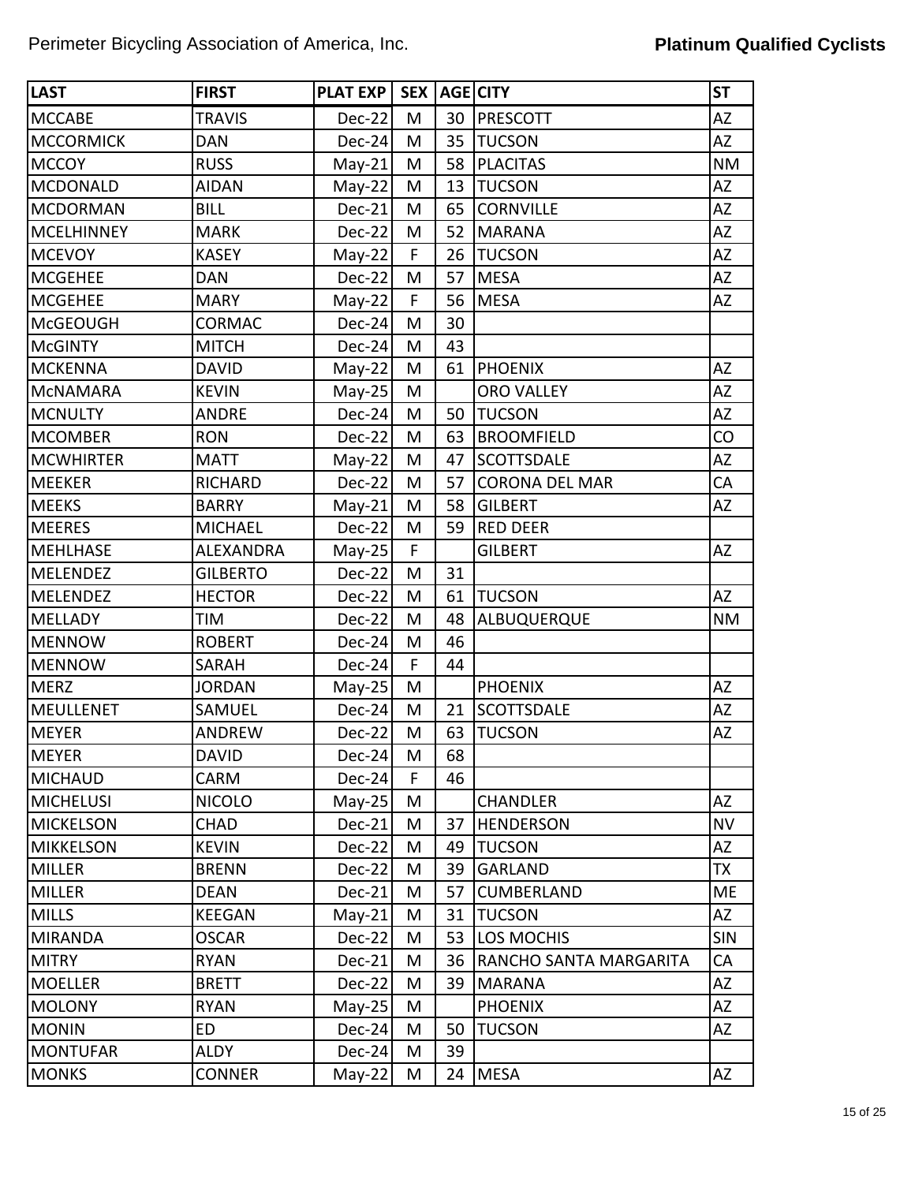| LAST | FIRST | PLAT EXP | SEX | AGE | CITY | ST |
|---|---|---|---|---|---|---|
| MCCABE | TRAVIS | Dec-22 | M | 30 | PRESCOTT | AZ |
| MCCORMICK | DAN | Dec-24 | M | 35 | TUCSON | AZ |
| MCCOY | RUSS | May-21 | M | 58 | PLACITAS | NM |
| MCDONALD | AIDAN | May-22 | M | 13 | TUCSON | AZ |
| MCDORMAN | BILL | Dec-21 | M | 65 | CORNVILLE | AZ |
| MCELHINNEY | MARK | Dec-22 | M | 52 | MARANA | AZ |
| MCEVOY | KASEY | May-22 | F | 26 | TUCSON | AZ |
| MCGEHEE | DAN | Dec-22 | M | 57 | MESA | AZ |
| MCGEHEE | MARY | May-22 | F | 56 | MESA | AZ |
| McGEOUGH | CORMAC | Dec-24 | M | 30 | | |
| McGINTY | MITCH | Dec-24 | M | 43 | | |
| MCKENNA | DAVID | May-22 | M | 61 | PHOENIX | AZ |
| McNAMARA | KEVIN | May-25 | M | | ORO VALLEY | AZ |
| MCNULTY | ANDRE | Dec-24 | M | 50 | TUCSON | AZ |
| MCOMBER | RON | Dec-22 | M | 63 | BROOMFIELD | CO |
| MCWHIRTER | MATT | May-22 | M | 47 | SCOTTSDALE | AZ |
| MEEKER | RICHARD | Dec-22 | M | 57 | CORONA DEL MAR | CA |
| MEEKS | BARRY | May-21 | M | 58 | GILBERT | AZ |
| MEERES | MICHAEL | Dec-22 | M | 59 | RED DEER | |
| MEHLHASE | ALEXANDRA | May-25 | F | | GILBERT | AZ |
| MELENDEZ | GILBERTO | Dec-22 | M | 31 | | |
| MELENDEZ | HECTOR | Dec-22 | M | 61 | TUCSON | AZ |
| MELLADY | TIM | Dec-22 | M | 48 | ALBUQUERQUE | NM |
| MENNOW | ROBERT | Dec-24 | M | 46 | | |
| MENNOW | SARAH | Dec-24 | F | 44 | | |
| MERZ | JORDAN | May-25 | M | | PHOENIX | AZ |
| MEULLENET | SAMUEL | Dec-24 | M | 21 | SCOTTSDALE | AZ |
| MEYER | ANDREW | Dec-22 | M | 63 | TUCSON | AZ |
| MEYER | DAVID | Dec-24 | M | 68 | | |
| MICHAUD | CARM | Dec-24 | F | 46 | | |
| MICHELUSI | NICOLO | May-25 | M | | CHANDLER | AZ |
| MICKELSON | CHAD | Dec-21 | M | 37 | HENDERSON | NV |
| MIKKELSON | KEVIN | Dec-22 | M | 49 | TUCSON | AZ |
| MILLER | BRENN | Dec-22 | M | 39 | GARLAND | TX |
| MILLER | DEAN | Dec-21 | M | 57 | CUMBERLAND | ME |
| MILLS | KEEGAN | May-21 | M | 31 | TUCSON | AZ |
| MIRANDA | OSCAR | Dec-22 | M | 53 | LOS MOCHIS | SIN |
| MITRY | RYAN | Dec-21 | M | 36 | RANCHO SANTA MARGARITA | CA |
| MOELLER | BRETT | Dec-22 | M | 39 | MARANA | AZ |
| MOLONY | RYAN | May-25 | M | | PHOENIX | AZ |
| MONIN | ED | Dec-24 | M | 50 | TUCSON | AZ |
| MONTUFAR | ALDY | Dec-24 | M | 39 | | |
| MONKS | CONNER | May-22 | M | 24 | MESA | AZ |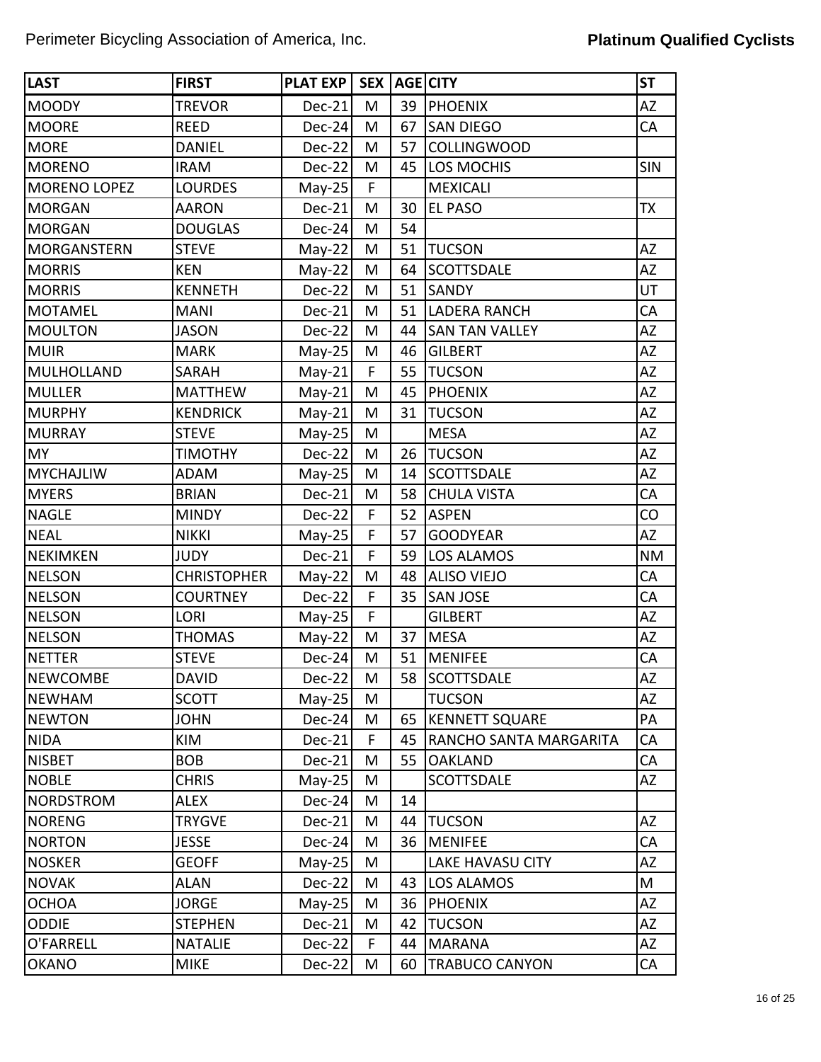| LAST | FIRST | PLAT EXP | SEX | AGE | CITY | ST |
|---|---|---|---|---|---|---|
| MOODY | TREVOR | Dec-21 | M | 39 | PHOENIX | AZ |
| MOORE | REED | Dec-24 | M | 67 | SAN DIEGO | CA |
| MORE | DANIEL | Dec-22 | M | 57 | COLLINGWOOD | |
| MORENO | IRAM | Dec-22 | M | 45 | LOS MOCHIS | SIN |
| MORENO LOPEZ | LOURDES | May-25 | F | | MEXICALI | |
| MORGAN | AARON | Dec-21 | M | 30 | EL PASO | TX |
| MORGAN | DOUGLAS | Dec-24 | M | 54 | | |
| MORGANSTERN | STEVE | May-22 | M | 51 | TUCSON | AZ |
| MORRIS | KEN | May-22 | M | 64 | SCOTTSDALE | AZ |
| MORRIS | KENNETH | Dec-22 | M | 51 | SANDY | UT |
| MOTAMEL | MANI | Dec-21 | M | 51 | LADERA RANCH | CA |
| MOULTON | JASON | Dec-22 | M | 44 | SAN TAN VALLEY | AZ |
| MUIR | MARK | May-25 | M | 46 | GILBERT | AZ |
| MULHOLLAND | SARAH | May-21 | F | 55 | TUCSON | AZ |
| MULLER | MATTHEW | May-21 | M | 45 | PHOENIX | AZ |
| MURPHY | KENDRICK | May-21 | M | 31 | TUCSON | AZ |
| MURRAY | STEVE | May-25 | M | | MESA | AZ |
| MY | TIMOTHY | Dec-22 | M | 26 | TUCSON | AZ |
| MYCHAJLIW | ADAM | May-25 | M | 14 | SCOTTSDALE | AZ |
| MYERS | BRIAN | Dec-21 | M | 58 | CHULA VISTA | CA |
| NAGLE | MINDY | Dec-22 | F | 52 | ASPEN | CO |
| NEAL | NIKKI | May-25 | F | 57 | GOODYEAR | AZ |
| NEKIMKEN | JUDY | Dec-21 | F | 59 | LOS ALAMOS | NM |
| NELSON | CHRISTOPHER | May-22 | M | 48 | ALISO VIEJO | CA |
| NELSON | COURTNEY | Dec-22 | F | 35 | SAN JOSE | CA |
| NELSON | LORI | May-25 | F | | GILBERT | AZ |
| NELSON | THOMAS | May-22 | M | 37 | MESA | AZ |
| NETTER | STEVE | Dec-24 | M | 51 | MENIFEE | CA |
| NEWCOMBE | DAVID | Dec-22 | M | 58 | SCOTTSDALE | AZ |
| NEWHAM | SCOTT | May-25 | M | | TUCSON | AZ |
| NEWTON | JOHN | Dec-24 | M | 65 | KENNETT SQUARE | PA |
| NIDA | KIM | Dec-21 | F | 45 | RANCHO SANTA MARGARITA | CA |
| NISBET | BOB | Dec-21 | M | 55 | OAKLAND | CA |
| NOBLE | CHRIS | May-25 | M | | SCOTTSDALE | AZ |
| NORDSTROM | ALEX | Dec-24 | M | 14 | | |
| NORENG | TRYGVE | Dec-21 | M | 44 | TUCSON | AZ |
| NORTON | JESSE | Dec-24 | M | 36 | MENIFEE | CA |
| NOSKER | GEOFF | May-25 | M | | LAKE HAVASU CITY | AZ |
| NOVAK | ALAN | Dec-22 | M | 43 | LOS ALAMOS | M |
| OCHOA | JORGE | May-25 | M | 36 | PHOENIX | AZ |
| ODDIE | STEPHEN | Dec-21 | M | 42 | TUCSON | AZ |
| O'FARRELL | NATALIE | Dec-22 | F | 44 | MARANA | AZ |
| OKANO | MIKE | Dec-22 | M | 60 | TRABUCO CANYON | CA |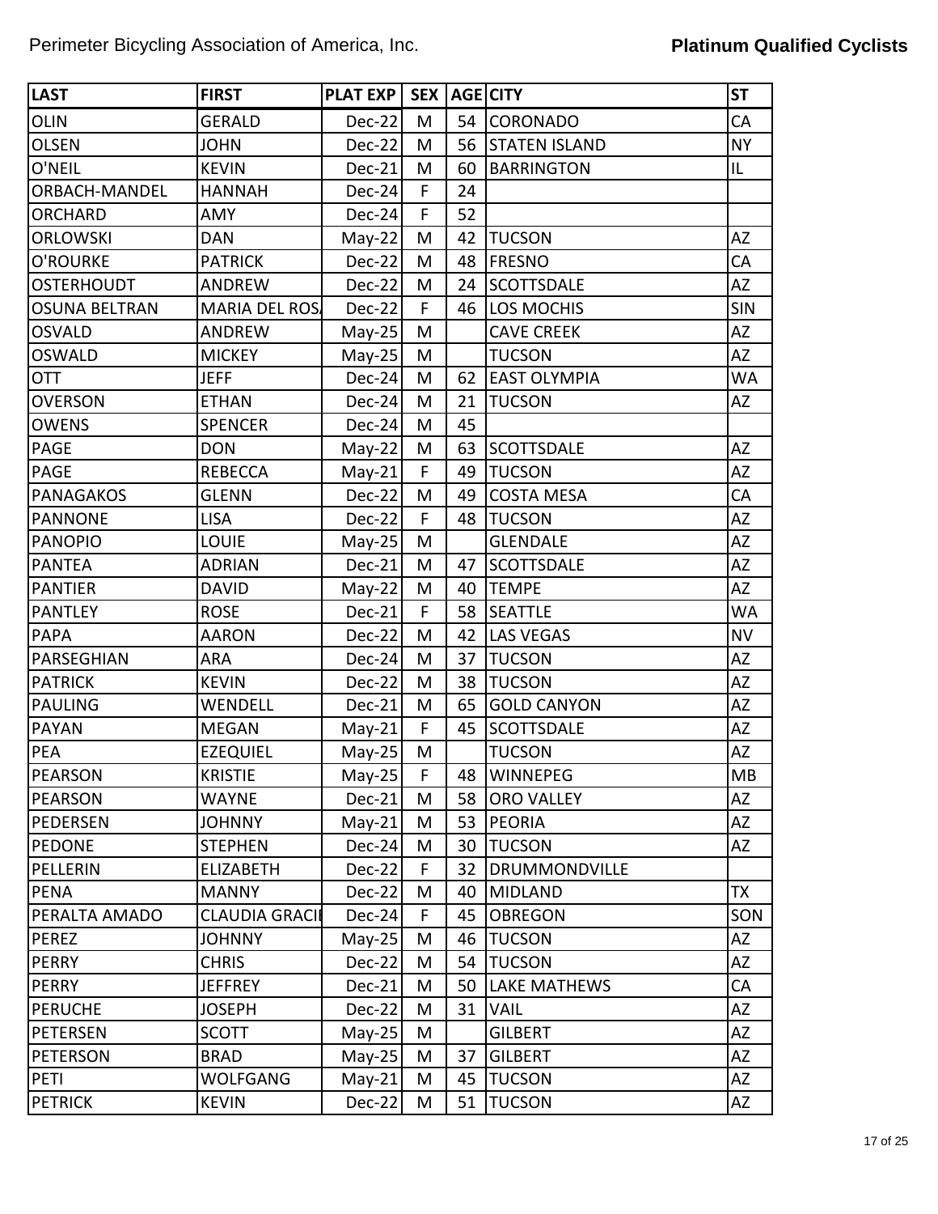Perimeter Bicycling Association of America, Inc.

**Platinum Qualified Cyclists**

| LAST | FIRST | PLAT EXP | SEX | AGE | CITY | ST |
|---|---|---|---|---|---|---|
| OLIN | GERALD | Dec-22 | M | 54 | CORONADO | CA |
| OLSEN | JOHN | Dec-22 | M | 56 | STATEN ISLAND | NY |
| O'NEIL | KEVIN | Dec-21 | M | 60 | BARRINGTON | IL |
| ORBACH-MANDEL | HANNAH | Dec-24 | F | 24 | | |
| ORCHARD | AMY | Dec-24 | F | 52 | | |
| ORLOWSKI | DAN | May-22 | M | 42 | TUCSON | AZ |
| O'ROURKE | PATRICK | Dec-22 | M | 48 | FRESNO | CA |
| OSTERHOUDT | ANDREW | Dec-22 | M | 24 | SCOTTSDALE | AZ |
| OSUNA BELTRAN | MARIA DEL ROSA | Dec-22 | F | 46 | LOS MOCHIS | SIN |
| OSVALD | ANDREW | May-25 | M | | CAVE CREEK | AZ |
| OSWALD | MICKEY | May-25 | M | | TUCSON | AZ |
| OTT | JEFF | Dec-24 | M | 62 | EAST OLYMPIA | WA |
| OVERSON | ETHAN | Dec-24 | M | 21 | TUCSON | AZ |
| OWENS | SPENCER | Dec-24 | M | 45 | | |
| PAGE | DON | May-22 | M | 63 | SCOTTSDALE | AZ |
| PAGE | REBECCA | May-21 | F | 49 | TUCSON | AZ |
| PANAGAKOS | GLENN | Dec-22 | M | 49 | COSTA MESA | CA |
| PANNONE | LISA | Dec-22 | F | 48 | TUCSON | AZ |
| PANOPIO | LOUIE | May-25 | M | | GLENDALE | AZ |
| PANTEA | ADRIAN | Dec-21 | M | 47 | SCOTTSDALE | AZ |
| PANTIER | DAVID | May-22 | M | 40 | TEMPE | AZ |
| PANTLEY | ROSE | Dec-21 | F | 58 | SEATTLE | WA |
| PAPA | AARON | Dec-22 | M | 42 | LAS VEGAS | NV |
| PARSEGHIAN | ARA | Dec-24 | M | 37 | TUCSON | AZ |
| PATRICK | KEVIN | Dec-22 | M | 38 | TUCSON | AZ |
| PAULING | WENDELL | Dec-21 | M | 65 | GOLD CANYON | AZ |
| PAYAN | MEGAN | May-21 | F | 45 | SCOTTSDALE | AZ |
| PEA | EZEQUIEL | May-25 | M | | TUCSON | AZ |
| PEARSON | KRISTIE | May-25 | F | 48 | WINNEPEG | MB |
| PEARSON | WAYNE | Dec-21 | M | 58 | ORO VALLEY | AZ |
| PEDERSEN | JOHNNY | May-21 | M | 53 | PEORIA | AZ |
| PEDONE | STEPHEN | Dec-24 | M | 30 | TUCSON | AZ |
| PELLERIN | ELIZABETH | Dec-22 | F | 32 | DRUMMONDVILLE | |
| PENA | MANNY | Dec-22 | M | 40 | MIDLAND | TX |
| PERALTA AMADO | CLAUDIA GRACII | Dec-24 | F | 45 | OBREGON | SON |
| PEREZ | JOHNNY | May-25 | M | 46 | TUCSON | AZ |
| PERRY | CHRIS | Dec-22 | M | 54 | TUCSON | AZ |
| PERRY | JEFFREY | Dec-21 | M | 50 | LAKE MATHEWS | CA |
| PERUCHE | JOSEPH | Dec-22 | M | 31 | VAIL | AZ |
| PETERSEN | SCOTT | May-25 | M | | GILBERT | AZ |
| PETERSON | BRAD | May-25 | M | 37 | GILBERT | AZ |
| PETI | WOLFGANG | May-21 | M | 45 | TUCSON | AZ |
| PETRICK | KEVIN | Dec-22 | M | 51 | TUCSON | AZ |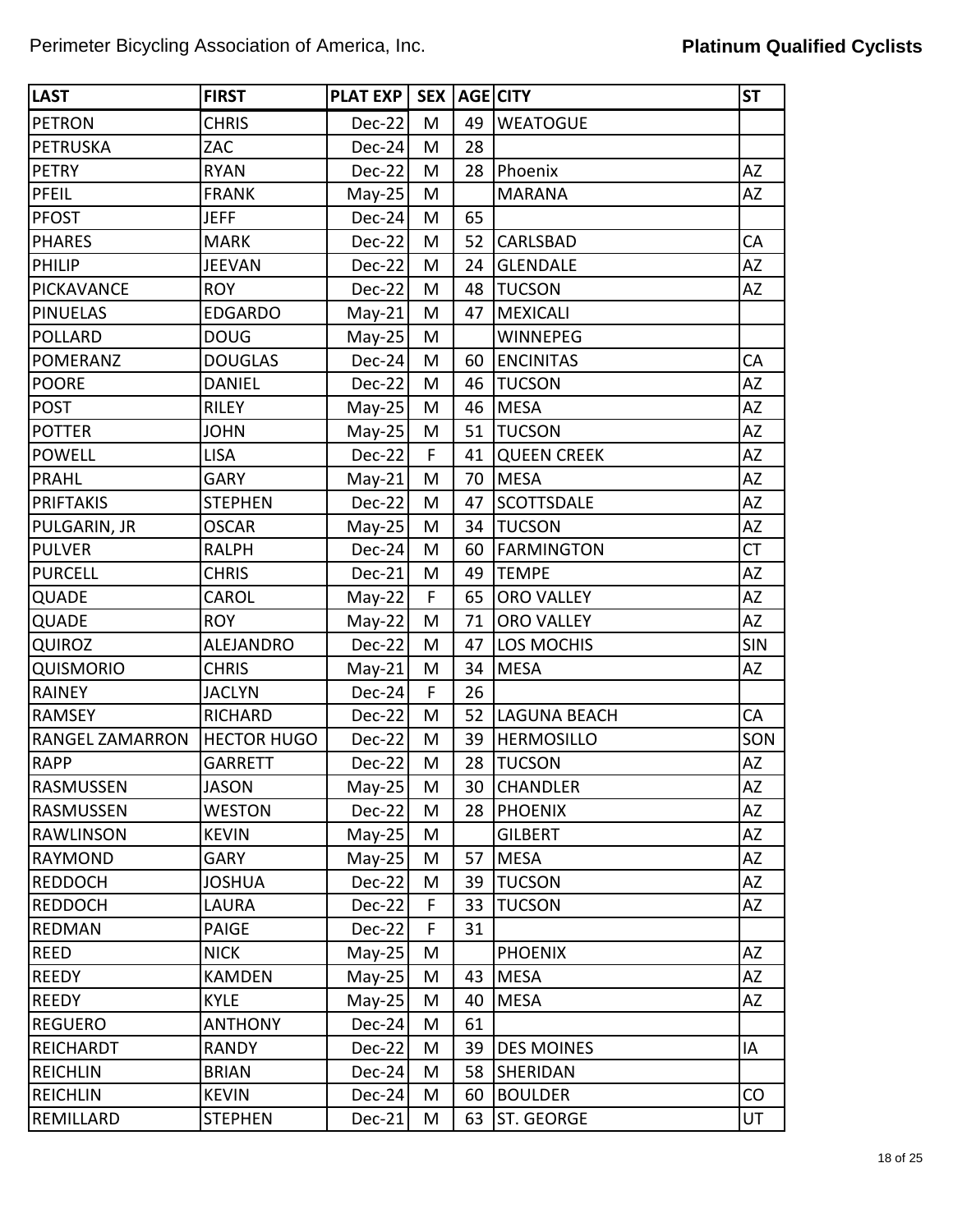| LAST | FIRST | PLAT EXP | SEX | AGE | CITY | ST |
|---|---|---|---|---|---|---|
| PETRON | CHRIS | Dec-22 | M | 49 | WEATOGUE | |
| PETRUSKA | ZAC | Dec-24 | M | 28 | | |
| PETRY | RYAN | Dec-22 | M | 28 | Phoenix | AZ |
| PFEIL | FRANK | May-25 | M | | MARANA | AZ |
| PFOST | JEFF | Dec-24 | M | 65 | | |
| PHARES | MARK | Dec-22 | M | 52 | CARLSBAD | CA |
| PHILIP | JEEVAN | Dec-22 | M | 24 | GLENDALE | AZ |
| PICKAVANCE | ROY | Dec-22 | M | 48 | TUCSON | AZ |
| PINUELAS | EDGARDO | May-21 | M | 47 | MEXICALI | |
| POLLARD | DOUG | May-25 | M | | WINNEPEG | |
| POMERANZ | DOUGLAS | Dec-24 | M | 60 | ENCINITAS | CA |
| POORE | DANIEL | Dec-22 | M | 46 | TUCSON | AZ |
| POST | RILEY | May-25 | M | 46 | MESA | AZ |
| POTTER | JOHN | May-25 | M | 51 | TUCSON | AZ |
| POWELL | LISA | Dec-22 | F | 41 | QUEEN CREEK | AZ |
| PRAHL | GARY | May-21 | M | 70 | MESA | AZ |
| PRIFTAKIS | STEPHEN | Dec-22 | M | 47 | SCOTTSDALE | AZ |
| PULGARIN, JR | OSCAR | May-25 | M | 34 | TUCSON | AZ |
| PULVER | RALPH | Dec-24 | M | 60 | FARMINGTON | CT |
| PURCELL | CHRIS | Dec-21 | M | 49 | TEMPE | AZ |
| QUADE | CAROL | May-22 | F | 65 | ORO VALLEY | AZ |
| QUADE | ROY | May-22 | M | 71 | ORO VALLEY | AZ |
| QUIROZ | ALEJANDRO | Dec-22 | M | 47 | LOS MOCHIS | SIN |
| QUISMORIO | CHRIS | May-21 | M | 34 | MESA | AZ |
| RAINEY | JACLYN | Dec-24 | F | 26 | | |
| RAMSEY | RICHARD | Dec-22 | M | 52 | LAGUNA BEACH | CA |
| RANGEL ZAMARRON | HECTOR HUGO | Dec-22 | M | 39 | HERMOSILLO | SON |
| RAPP | GARRETT | Dec-22 | M | 28 | TUCSON | AZ |
| RASMUSSEN | JASON | May-25 | M | 30 | CHANDLER | AZ |
| RASMUSSEN | WESTON | Dec-22 | M | 28 | PHOENIX | AZ |
| RAWLINSON | KEVIN | May-25 | M | | GILBERT | AZ |
| RAYMOND | GARY | May-25 | M | 57 | MESA | AZ |
| REDDOCH | JOSHUA | Dec-22 | M | 39 | TUCSON | AZ |
| REDDOCH | LAURA | Dec-22 | F | 33 | TUCSON | AZ |
| REDMAN | PAIGE | Dec-22 | F | 31 | | |
| REED | NICK | May-25 | M | | PHOENIX | AZ |
| REEDY | KAMDEN | May-25 | M | 43 | MESA | AZ |
| REEDY | KYLE | May-25 | M | 40 | MESA | AZ |
| REGUERO | ANTHONY | Dec-24 | M | 61 | | |
| REICHARDT | RANDY | Dec-22 | M | 39 | DES MOINES | IA |
| REICHLIN | BRIAN | Dec-24 | M | 58 | SHERIDAN | |
| REICHLIN | KEVIN | Dec-24 | M | 60 | BOULDER | CO |
| REMILLARD | STEPHEN | Dec-21 | M | 63 | ST. GEORGE | UT |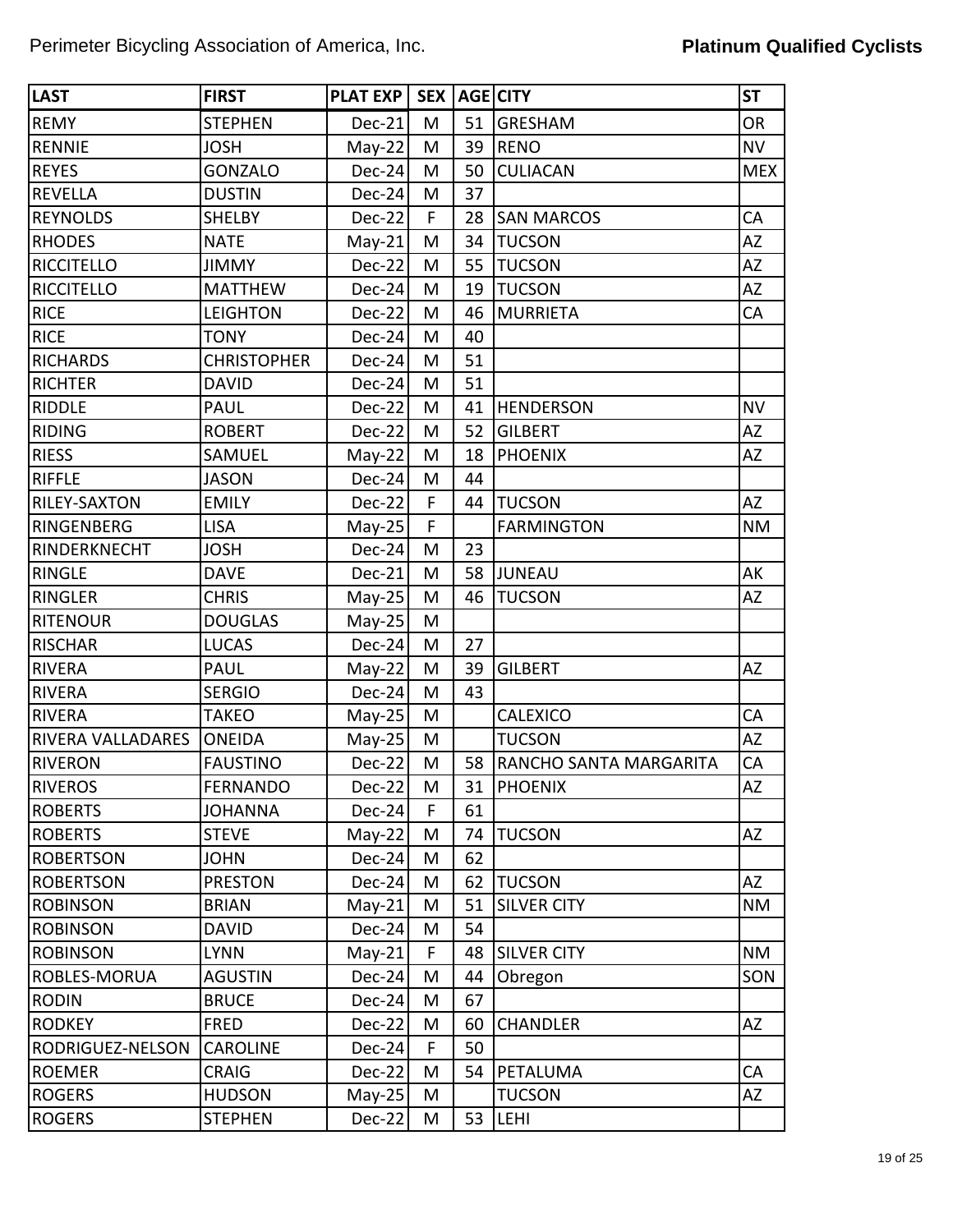| LAST | FIRST | PLAT EXP | SEX | AGE | CITY | ST |
|---|---|---|---|---|---|---|
| REMY | STEPHEN | Dec-21 | M | 51 | GRESHAM | OR |
| RENNIE | JOSH | May-22 | M | 39 | RENO | NV |
| REYES | GONZALO | Dec-24 | M | 50 | CULIACAN | MEX |
| REVELLA | DUSTIN | Dec-24 | M | 37 | | |
| REYNOLDS | SHELBY | Dec-22 | F | 28 | SAN MARCOS | CA |
| RHODES | NATE | May-21 | M | 34 | TUCSON | AZ |
| RICCITELLO | JIMMY | Dec-22 | M | 55 | TUCSON | AZ |
| RICCITELLO | MATTHEW | Dec-24 | M | 19 | TUCSON | AZ |
| RICE | LEIGHTON | Dec-22 | M | 46 | MURRIETA | CA |
| RICE | TONY | Dec-24 | M | 40 | | |
| RICHARDS | CHRISTOPHER | Dec-24 | M | 51 | | |
| RICHTER | DAVID | Dec-24 | M | 51 | | |
| RIDDLE | PAUL | Dec-22 | M | 41 | HENDERSON | NV |
| RIDING | ROBERT | Dec-22 | M | 52 | GILBERT | AZ |
| RIESS | SAMUEL | May-22 | M | 18 | PHOENIX | AZ |
| RIFFLE | JASON | Dec-24 | M | 44 | | |
| RILEY-SAXTON | EMILY | Dec-22 | F | 44 | TUCSON | AZ |
| RINGENBERG | LISA | May-25 | F | | FARMINGTON | NM |
| RINDERKNECHT | JOSH | Dec-24 | M | 23 | | |
| RINGLE | DAVE | Dec-21 | M | 58 | JUNEAU | AK |
| RINGLER | CHRIS | May-25 | M | 46 | TUCSON | AZ |
| RITENOUR | DOUGLAS | May-25 | M | | | |
| RISCHAR | LUCAS | Dec-24 | M | 27 | | |
| RIVERA | PAUL | May-22 | M | 39 | GILBERT | AZ |
| RIVERA | SERGIO | Dec-24 | M | 43 | | |
| RIVERA | TAKEO | May-25 | M | | CALEXICO | CA |
| RIVERA VALLADARES | ONEIDA | May-25 | M | | TUCSON | AZ |
| RIVERON | FAUSTINO | Dec-22 | M | 58 | RANCHO SANTA MARGARITA | CA |
| RIVEROS | FERNANDO | Dec-22 | M | 31 | PHOENIX | AZ |
| ROBERTS | JOHANNA | Dec-24 | F | 61 | | |
| ROBERTS | STEVE | May-22 | M | 74 | TUCSON | AZ |
| ROBERTSON | JOHN | Dec-24 | M | 62 | | |
| ROBERTSON | PRESTON | Dec-24 | M | 62 | TUCSON | AZ |
| ROBINSON | BRIAN | May-21 | M | 51 | SILVER CITY | NM |
| ROBINSON | DAVID | Dec-24 | M | 54 | | |
| ROBINSON | LYNN | May-21 | F | 48 | SILVER CITY | NM |
| ROBLES-MORUA | AGUSTIN | Dec-24 | M | 44 | Obregon | SON |
| RODIN | BRUCE | Dec-24 | M | 67 | | |
| RODKEY | FRED | Dec-22 | M | 60 | CHANDLER | AZ |
| RODRIGUEZ-NELSON | CAROLINE | Dec-24 | F | 50 | | |
| ROEMER | CRAIG | Dec-22 | M | 54 | PETALUMA | CA |
| ROGERS | HUDSON | May-25 | M | | TUCSON | AZ |
| ROGERS | STEPHEN | Dec-22 | M | 53 | LEHI | |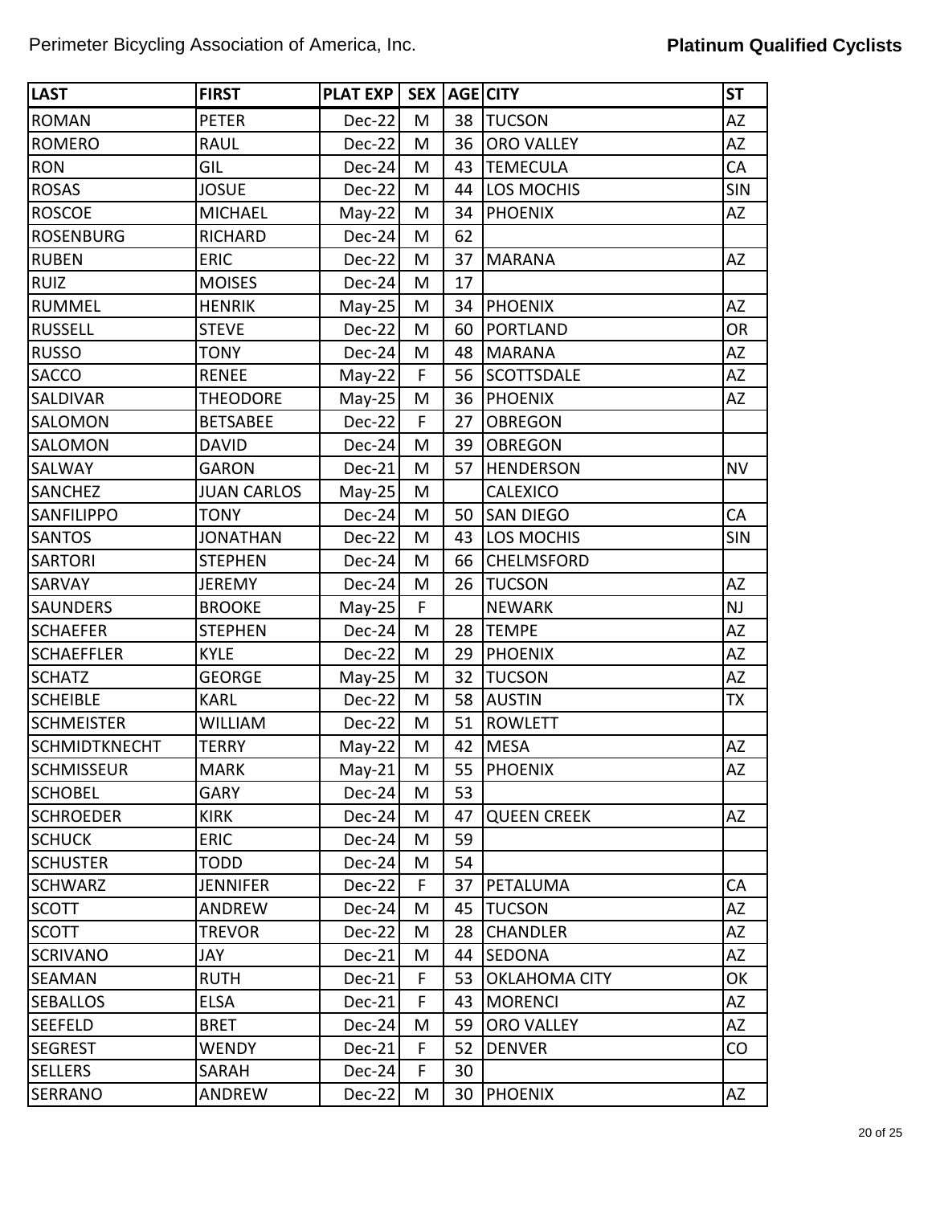| LAST | FIRST | PLAT EXP | SEX | AGE | CITY | ST |
|---|---|---|---|---|---|---|
| ROMAN | PETER | Dec-22 | M | 38 | TUCSON | AZ |
| ROMERO | RAUL | Dec-22 | M | 36 | ORO VALLEY | AZ |
| RON | GIL | Dec-24 | M | 43 | TEMECULA | CA |
| ROSAS | JOSUE | Dec-22 | M | 44 | LOS MOCHIS | SIN |
| ROSCOE | MICHAEL | May-22 | M | 34 | PHOENIX | AZ |
| ROSENBURG | RICHARD | Dec-24 | M | 62 | | |
| RUBEN | ERIC | Dec-22 | M | 37 | MARANA | AZ |
| RUIZ | MOISES | Dec-24 | M | 17 | | |
| RUMMEL | HENRIK | May-25 | M | 34 | PHOENIX | AZ |
| RUSSELL | STEVE | Dec-22 | M | 60 | PORTLAND | OR |
| RUSSO | TONY | Dec-24 | M | 48 | MARANA | AZ |
| SACCO | RENEE | May-22 | F | 56 | SCOTTSDALE | AZ |
| SALDIVAR | THEODORE | May-25 | M | 36 | PHOENIX | AZ |
| SALOMON | BETSABEE | Dec-22 | F | 27 | OBREGON | |
| SALOMON | DAVID | Dec-24 | M | 39 | OBREGON | |
| SALWAY | GARON | Dec-21 | M | 57 | HENDERSON | NV |
| SANCHEZ | JUAN CARLOS | May-25 | M | | CALEXICO | |
| SANFILIPPO | TONY | Dec-24 | M | 50 | SAN DIEGO | CA |
| SANTOS | JONATHAN | Dec-22 | M | 43 | LOS MOCHIS | SIN |
| SARTORI | STEPHEN | Dec-24 | M | 66 | CHELMSFORD | |
| SARVAY | JEREMY | Dec-24 | M | 26 | TUCSON | AZ |
| SAUNDERS | BROOKE | May-25 | F | | NEWARK | NJ |
| SCHAEFER | STEPHEN | Dec-24 | M | 28 | TEMPE | AZ |
| SCHAEFFLER | KYLE | Dec-22 | M | 29 | PHOENIX | AZ |
| SCHATZ | GEORGE | May-25 | M | 32 | TUCSON | AZ |
| SCHEIBLE | KARL | Dec-22 | M | 58 | AUSTIN | TX |
| SCHMEISTER | WILLIAM | Dec-22 | M | 51 | ROWLETT | |
| SCHMIDTKNECHT | TERRY | May-22 | M | 42 | MESA | AZ |
| SCHMISSEUR | MARK | May-21 | M | 55 | PHOENIX | AZ |
| SCHOBEL | GARY | Dec-24 | M | 53 | | |
| SCHROEDER | KIRK | Dec-24 | M | 47 | QUEEN CREEK | AZ |
| SCHUCK | ERIC | Dec-24 | M | 59 | | |
| SCHUSTER | TODD | Dec-24 | M | 54 | | |
| SCHWARZ | JENNIFER | Dec-22 | F | 37 | PETALUMA | CA |
| SCOTT | ANDREW | Dec-24 | M | 45 | TUCSON | AZ |
| SCOTT | TREVOR | Dec-22 | M | 28 | CHANDLER | AZ |
| SCRIVANO | JAY | Dec-21 | M | 44 | SEDONA | AZ |
| SEAMAN | RUTH | Dec-21 | F | 53 | OKLAHOMA CITY | OK |
| SEBALLOS | ELSA | Dec-21 | F | 43 | MORENCI | AZ |
| SEEFELD | BRET | Dec-24 | M | 59 | ORO VALLEY | AZ |
| SEGREST | WENDY | Dec-21 | F | 52 | DENVER | CO |
| SELLERS | SARAH | Dec-24 | F | 30 | | |
| SERRANO | ANDREW | Dec-22 | M | 30 | PHOENIX | AZ |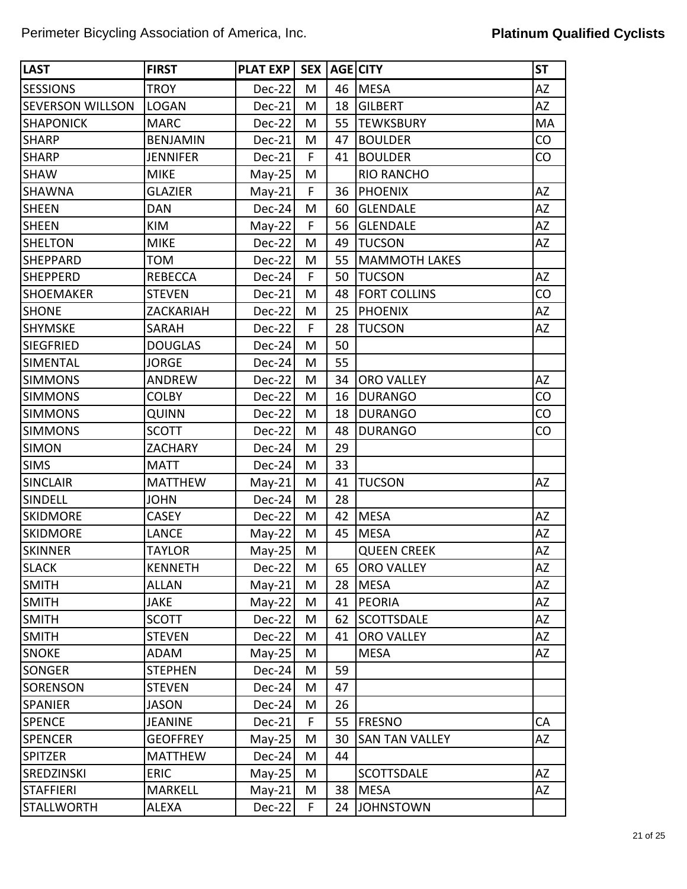| LAST | FIRST | PLAT EXP | SEX | AGE | CITY | ST |
|---|---|---|---|---|---|---|
| SESSIONS | TROY | Dec-22 | M | 46 | MESA | AZ |
| SEVERSON WILLSON | LOGAN | Dec-21 | M | 18 | GILBERT | AZ |
| SHAPONICK | MARC | Dec-22 | M | 55 | TEWKSBURY | MA |
| SHARP | BENJAMIN | Dec-21 | M | 47 | BOULDER | CO |
| SHARP | JENNIFER | Dec-21 | F | 41 | BOULDER | CO |
| SHAW | MIKE | May-25 | M | | RIO RANCHO | |
| SHAWNA | GLAZIER | May-21 | F | 36 | PHOENIX | AZ |
| SHEEN | DAN | Dec-24 | M | 60 | GLENDALE | AZ |
| SHEEN | KIM | May-22 | F | 56 | GLENDALE | AZ |
| SHELTON | MIKE | Dec-22 | M | 49 | TUCSON | AZ |
| SHEPPARD | TOM | Dec-22 | M | 55 | MAMMOTH LAKES | |
| SHEPPERD | REBECCA | Dec-24 | F | 50 | TUCSON | AZ |
| SHOEMAKER | STEVEN | Dec-21 | M | 48 | FORT COLLINS | CO |
| SHONE | ZACKARIAH | Dec-22 | M | 25 | PHOENIX | AZ |
| SHYMSKE | SARAH | Dec-22 | F | 28 | TUCSON | AZ |
| SIEGFRIED | DOUGLAS | Dec-24 | M | 50 | | |
| SIMENTAL | JORGE | Dec-24 | M | 55 | | |
| SIMMONS | ANDREW | Dec-22 | M | 34 | ORO VALLEY | AZ |
| SIMMONS | COLBY | Dec-22 | M | 16 | DURANGO | CO |
| SIMMONS | QUINN | Dec-22 | M | 18 | DURANGO | CO |
| SIMMONS | SCOTT | Dec-22 | M | 48 | DURANGO | CO |
| SIMON | ZACHARY | Dec-24 | M | 29 | | |
| SIMS | MATT | Dec-24 | M | 33 | | |
| SINCLAIR | MATTHEW | May-21 | M | 41 | TUCSON | AZ |
| SINDELL | JOHN | Dec-24 | M | 28 | | |
| SKIDMORE | CASEY | Dec-22 | M | 42 | MESA | AZ |
| SKIDMORE | LANCE | May-22 | M | 45 | MESA | AZ |
| SKINNER | TAYLOR | May-25 | M | | QUEEN CREEK | AZ |
| SLACK | KENNETH | Dec-22 | M | 65 | ORO VALLEY | AZ |
| SMITH | ALLAN | May-21 | M | 28 | MESA | AZ |
| SMITH | JAKE | May-22 | M | 41 | PEORIA | AZ |
| SMITH | SCOTT | Dec-22 | M | 62 | SCOTTSDALE | AZ |
| SMITH | STEVEN | Dec-22 | M | 41 | ORO VALLEY | AZ |
| SNOKE | ADAM | May-25 | M | | MESA | AZ |
| SONGER | STEPHEN | Dec-24 | M | 59 | | |
| SORENSON | STEVEN | Dec-24 | M | 47 | | |
| SPANIER | JASON | Dec-24 | M | 26 | | |
| SPENCE | JEANINE | Dec-21 | F | 55 | FRESNO | CA |
| SPENCER | GEOFFREY | May-25 | M | 30 | SAN TAN VALLEY | AZ |
| SPITZER | MATTHEW | Dec-24 | M | 44 | | |
| SREDZINSKI | ERIC | May-25 | M | | SCOTTSDALE | AZ |
| STAFFIERI | MARKELL | May-21 | M | 38 | MESA | AZ |
| STALLWORTH | ALEXA | Dec-22 | F | 24 | JOHNSTOWN | |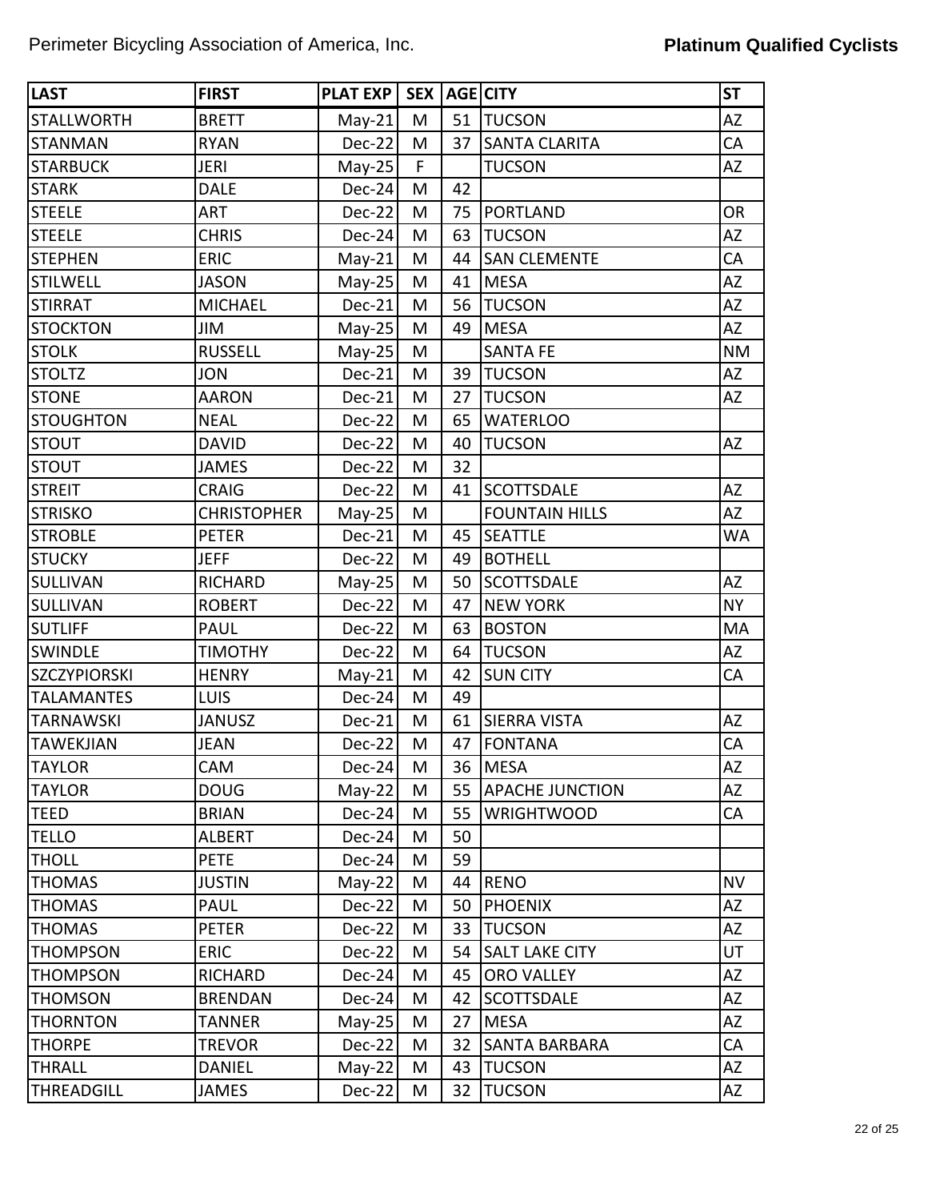| LAST | FIRST | PLAT EXP | SEX | AGE | CITY | ST |
|---|---|---|---|---|---|---|
| STALLWORTH | BRETT | May-21 | M | 51 | TUCSON | AZ |
| STANMAN | RYAN | Dec-22 | M | 37 | SANTA CLARITA | CA |
| STARBUCK | JERI | May-25 | F | | TUCSON | AZ |
| STARK | DALE | Dec-24 | M | 42 | | |
| STEELE | ART | Dec-22 | M | 75 | PORTLAND | OR |
| STEELE | CHRIS | Dec-24 | M | 63 | TUCSON | AZ |
| STEPHEN | ERIC | May-21 | M | 44 | SAN CLEMENTE | CA |
| STILWELL | JASON | May-25 | M | 41 | MESA | AZ |
| STIRRAT | MICHAEL | Dec-21 | M | 56 | TUCSON | AZ |
| STOCKTON | JIM | May-25 | M | 49 | MESA | AZ |
| STOLK | RUSSELL | May-25 | M | | SANTA FE | NM |
| STOLTZ | JON | Dec-21 | M | 39 | TUCSON | AZ |
| STONE | AARON | Dec-21 | M | 27 | TUCSON | AZ |
| STOUGHTON | NEAL | Dec-22 | M | 65 | WATERLOO | |
| STOUT | DAVID | Dec-22 | M | 40 | TUCSON | AZ |
| STOUT | JAMES | Dec-22 | M | 32 | | |
| STREIT | CRAIG | Dec-22 | M | 41 | SCOTTSDALE | AZ |
| STRISKO | CHRISTOPHER | May-25 | M | | FOUNTAIN HILLS | AZ |
| STROBLE | PETER | Dec-21 | M | 45 | SEATTLE | WA |
| STUCKY | JEFF | Dec-22 | M | 49 | BOTHELL | |
| SULLIVAN | RICHARD | May-25 | M | 50 | SCOTTSDALE | AZ |
| SULLIVAN | ROBERT | Dec-22 | M | 47 | NEW YORK | NY |
| SUTLIFF | PAUL | Dec-22 | M | 63 | BOSTON | MA |
| SWINDLE | TIMOTHY | Dec-22 | M | 64 | TUCSON | AZ |
| SZCZYPIORSKI | HENRY | May-21 | M | 42 | SUN CITY | CA |
| TALAMANTES | LUIS | Dec-24 | M | 49 | | |
| TARNAWSKI | JANUSZ | Dec-21 | M | 61 | SIERRA VISTA | AZ |
| TAWEKJIAN | JEAN | Dec-22 | M | 47 | FONTANA | CA |
| TAYLOR | CAM | Dec-24 | M | 36 | MESA | AZ |
| TAYLOR | DOUG | May-22 | M | 55 | APACHE JUNCTION | AZ |
| TEED | BRIAN | Dec-24 | M | 55 | WRIGHTWOOD | CA |
| TELLO | ALBERT | Dec-24 | M | 50 | | |
| THOLL | PETE | Dec-24 | M | 59 | | |
| THOMAS | JUSTIN | May-22 | M | 44 | RENO | NV |
| THOMAS | PAUL | Dec-22 | M | 50 | PHOENIX | AZ |
| THOMAS | PETER | Dec-22 | M | 33 | TUCSON | AZ |
| THOMPSON | ERIC | Dec-22 | M | 54 | SALT LAKE CITY | UT |
| THOMPSON | RICHARD | Dec-24 | M | 45 | ORO VALLEY | AZ |
| THOMSON | BRENDAN | Dec-24 | M | 42 | SCOTTSDALE | AZ |
| THORNTON | TANNER | May-25 | M | 27 | MESA | AZ |
| THORPE | TREVOR | Dec-22 | M | 32 | SANTA BARBARA | CA |
| THRALL | DANIEL | May-22 | M | 43 | TUCSON | AZ |
| THREADGILL | JAMES | Dec-22 | M | 32 | TUCSON | AZ |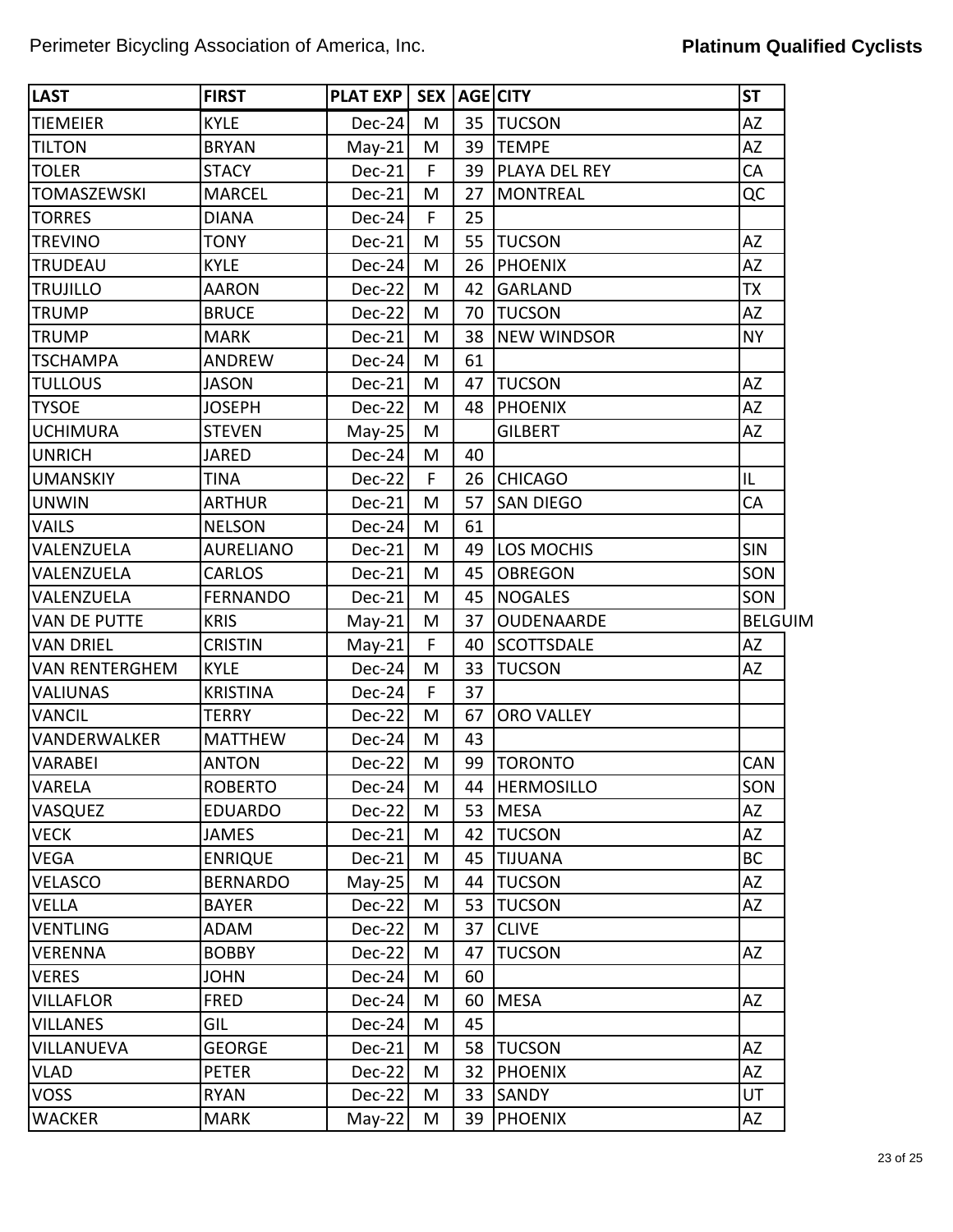| LAST | FIRST | PLAT EXP | SEX | AGE | CITY | ST |
|---|---|---|---|---|---|---|
| TIEMEIER | KYLE | Dec-24 | M | 35 | TUCSON | AZ |
| TILTON | BRYAN | May-21 | M | 39 | TEMPE | AZ |
| TOLER | STACY | Dec-21 | F | 39 | PLAYA DEL REY | CA |
| TOMASZEWSKI | MARCEL | Dec-21 | M | 27 | MONTREAL | QC |
| TORRES | DIANA | Dec-24 | F | 25 | | |
| TREVINO | TONY | Dec-21 | M | 55 | TUCSON | AZ |
| TRUDEAU | KYLE | Dec-24 | M | 26 | PHOENIX | AZ |
| TRUJILLO | AARON | Dec-22 | M | 42 | GARLAND | TX |
| TRUMP | BRUCE | Dec-22 | M | 70 | TUCSON | AZ |
| TRUMP | MARK | Dec-21 | M | 38 | NEW WINDSOR | NY |
| TSCHAMPA | ANDREW | Dec-24 | M | 61 | | |
| TULLOUS | JASON | Dec-21 | M | 47 | TUCSON | AZ |
| TYSOE | JOSEPH | Dec-22 | M | 48 | PHOENIX | AZ |
| UCHIMURA | STEVEN | May-25 | M | | GILBERT | AZ |
| UNRICH | JARED | Dec-24 | M | 40 | | |
| UMANSKIY | TINA | Dec-22 | F | 26 | CHICAGO | IL |
| UNWIN | ARTHUR | Dec-21 | M | 57 | SAN DIEGO | CA |
| VAILS | NELSON | Dec-24 | M | 61 | | |
| VALENZUELA | AURELIANO | Dec-21 | M | 49 | LOS MOCHIS | SIN |
| VALENZUELA | CARLOS | Dec-21 | M | 45 | OBREGON | SON |
| VALENZUELA | FERNANDO | Dec-21 | M | 45 | NOGALES | SON |
| VAN DE PUTTE | KRIS | May-21 | M | 37 | OUDENAARDE | BELGUIM |
| VAN DRIEL | CRISTIN | May-21 | F | 40 | SCOTTSDALE | AZ |
| VAN RENTERGHEM | KYLE | Dec-24 | M | 33 | TUCSON | AZ |
| VALIUNAS | KRISTINA | Dec-24 | F | 37 | | |
| VANCIL | TERRY | Dec-22 | M | 67 | ORO VALLEY | |
| VANDERWALKER | MATTHEW | Dec-24 | M | 43 | | |
| VARABEI | ANTON | Dec-22 | M | 99 | TORONTO | CAN |
| VARELA | ROBERTO | Dec-24 | M | 44 | HERMOSILLO | SON |
| VASQUEZ | EDUARDO | Dec-22 | M | 53 | MESA | AZ |
| VECK | JAMES | Dec-21 | M | 42 | TUCSON | AZ |
| VEGA | ENRIQUE | Dec-21 | M | 45 | TIJUANA | BC |
| VELASCO | BERNARDO | May-25 | M | 44 | TUCSON | AZ |
| VELLA | BAYER | Dec-22 | M | 53 | TUCSON | AZ |
| VENTLING | ADAM | Dec-22 | M | 37 | CLIVE | |
| VERENNA | BOBBY | Dec-22 | M | 47 | TUCSON | AZ |
| VERES | JOHN | Dec-24 | M | 60 | | |
| VILLAFLOR | FRED | Dec-24 | M | 60 | MESA | AZ |
| VILLANES | GIL | Dec-24 | M | 45 | | |
| VILLANUEVA | GEORGE | Dec-21 | M | 58 | TUCSON | AZ |
| VLAD | PETER | Dec-22 | M | 32 | PHOENIX | AZ |
| VOSS | RYAN | Dec-22 | M | 33 | SANDY | UT |
| WACKER | MARK | May-22 | M | 39 | PHOENIX | AZ |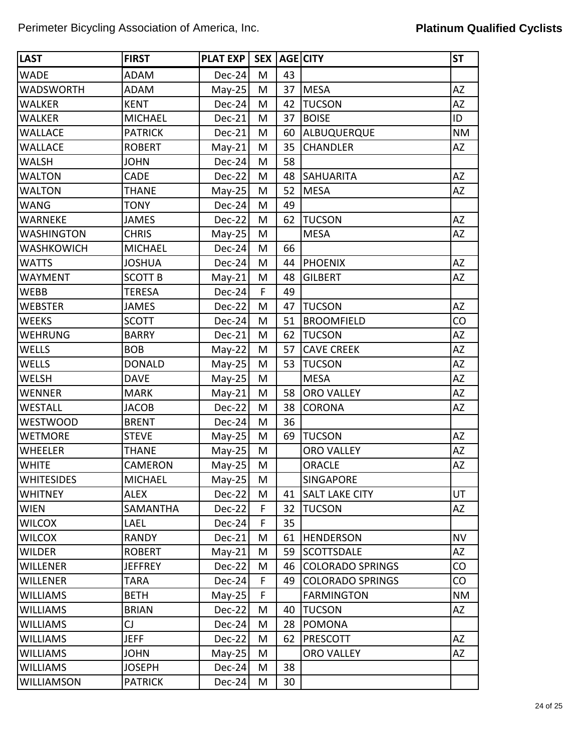| LAST | FIRST | PLAT EXP | SEX | AGE | CITY | ST |
|---|---|---|---|---|---|---|
| WADE | ADAM | Dec-24 | M | 43 | | |
| WADSWORTH | ADAM | May-25 | M | 37 | MESA | AZ |
| WALKER | KENT | Dec-24 | M | 42 | TUCSON | AZ |
| WALKER | MICHAEL | Dec-21 | M | 37 | BOISE | ID |
| WALLACE | PATRICK | Dec-21 | M | 60 | ALBUQUERQUE | NM |
| WALLACE | ROBERT | May-21 | M | 35 | CHANDLER | AZ |
| WALSH | JOHN | Dec-24 | M | 58 | | |
| WALTON | CADE | Dec-22 | M | 48 | SAHUARITA | AZ |
| WALTON | THANE | May-25 | M | 52 | MESA | AZ |
| WANG | TONY | Dec-24 | M | 49 | | |
| WARNEKE | JAMES | Dec-22 | M | 62 | TUCSON | AZ |
| WASHINGTON | CHRIS | May-25 | M | | MESA | AZ |
| WASHKOWICH | MICHAEL | Dec-24 | M | 66 | | |
| WATTS | JOSHUA | Dec-24 | M | 44 | PHOENIX | AZ |
| WAYMENT | SCOTT B | May-21 | M | 48 | GILBERT | AZ |
| WEBB | TERESA | Dec-24 | F | 49 | | |
| WEBSTER | JAMES | Dec-22 | M | 47 | TUCSON | AZ |
| WEEKS | SCOTT | Dec-24 | M | 51 | BROOMFIELD | CO |
| WEHRUNG | BARRY | Dec-21 | M | 62 | TUCSON | AZ |
| WELLS | BOB | May-22 | M | 57 | CAVE CREEK | AZ |
| WELLS | DONALD | May-25 | M | 53 | TUCSON | AZ |
| WELSH | DAVE | May-25 | M | | MESA | AZ |
| WENNER | MARK | May-21 | M | 58 | ORO VALLEY | AZ |
| WESTALL | JACOB | Dec-22 | M | 38 | CORONA | AZ |
| WESTWOOD | BRENT | Dec-24 | M | 36 | | |
| WETMORE | STEVE | May-25 | M | 69 | TUCSON | AZ |
| WHEELER | THANE | May-25 | M | | ORO VALLEY | AZ |
| WHITE | CAMERON | May-25 | M | | ORACLE | AZ |
| WHITESIDES | MICHAEL | May-25 | M | | SINGAPORE | |
| WHITNEY | ALEX | Dec-22 | M | 41 | SALT LAKE CITY | UT |
| WIEN | SAMANTHA | Dec-22 | F | 32 | TUCSON | AZ |
| WILCOX | LAEL | Dec-24 | F | 35 | | |
| WILCOX | RANDY | Dec-21 | M | 61 | HENDERSON | NV |
| WILDER | ROBERT | May-21 | M | 59 | SCOTTSDALE | AZ |
| WILLENER | JEFFREY | Dec-22 | M | 46 | COLORADO SPRINGS | CO |
| WILLENER | TARA | Dec-24 | F | 49 | COLORADO SPRINGS | CO |
| WILLIAMS | BETH | May-25 | F | | FARMINGTON | NM |
| WILLIAMS | BRIAN | Dec-22 | M | 40 | TUCSON | AZ |
| WILLIAMS | CJ | Dec-24 | M | 28 | POMONA | |
| WILLIAMS | JEFF | Dec-22 | M | 62 | PRESCOTT | AZ |
| WILLIAMS | JOHN | May-25 | M | | ORO VALLEY | AZ |
| WILLIAMS | JOSEPH | Dec-24 | M | 38 | | |
| WILLIAMSON | PATRICK | Dec-24 | M | 30 | | |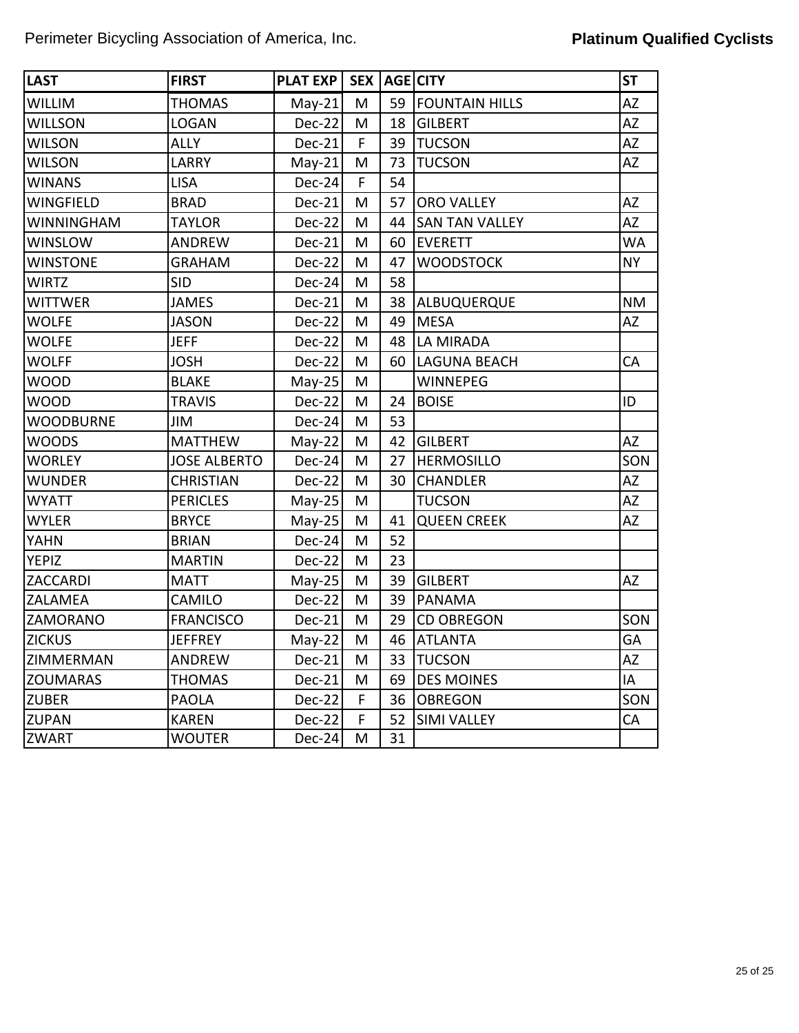| LAST | FIRST | PLAT EXP | SEX | AGE | CITY | ST |
|---|---|---|---|---|---|---|
| WILLIM | THOMAS | May-21 | M | 59 | FOUNTAIN HILLS | AZ |
| WILLSON | LOGAN | Dec-22 | M | 18 | GILBERT | AZ |
| WILSON | ALLY | Dec-21 | F | 39 | TUCSON | AZ |
| WILSON | LARRY | May-21 | M | 73 | TUCSON | AZ |
| WINANS | LISA | Dec-24 | F | 54 | | |
| WINGFIELD | BRAD | Dec-21 | M | 57 | ORO VALLEY | AZ |
| WINNINGHAM | TAYLOR | Dec-22 | M | 44 | SAN TAN VALLEY | AZ |
| WINSLOW | ANDREW | Dec-21 | M | 60 | EVERETT | WA |
| WINSTONE | GRAHAM | Dec-22 | M | 47 | WOODSTOCK | NY |
| WIRTZ | SID | Dec-24 | M | 58 | | |
| WITTWER | JAMES | Dec-21 | M | 38 | ALBUQUERQUE | NM |
| WOLFE | JASON | Dec-22 | M | 49 | MESA | AZ |
| WOLFE | JEFF | Dec-22 | M | 48 | LA MIRADA | |
| WOLFF | JOSH | Dec-22 | M | 60 | LAGUNA BEACH | CA |
| WOOD | BLAKE | May-25 | M | | WINNEPEG | |
| WOOD | TRAVIS | Dec-22 | M | 24 | BOISE | ID |
| WOODBURNE | JIM | Dec-24 | M | 53 | | |
| WOODS | MATTHEW | May-22 | M | 42 | GILBERT | AZ |
| WORLEY | JOSE ALBERTO | Dec-24 | M | 27 | HERMOSILLO | SON |
| WUNDER | CHRISTIAN | Dec-22 | M | 30 | CHANDLER | AZ |
| WYATT | PERICLES | May-25 | M | | TUCSON | AZ |
| WYLER | BRYCE | May-25 | M | 41 | QUEEN CREEK | AZ |
| YAHN | BRIAN | Dec-24 | M | 52 | | |
| YEPIZ | MARTIN | Dec-22 | M | 23 | | |
| ZACCARDI | MATT | May-25 | M | 39 | GILBERT | AZ |
| ZALAMEA | CAMILO | Dec-22 | M | 39 | PANAMA | |
| ZAMORANO | FRANCISCO | Dec-21 | M | 29 | CD OBREGON | SON |
| ZICKUS | JEFFREY | May-22 | M | 46 | ATLANTA | GA |
| ZIMMERMAN | ANDREW | Dec-21 | M | 33 | TUCSON | AZ |
| ZOUMARAS | THOMAS | Dec-21 | M | 69 | DES MOINES | IA |
| ZUBER | PAOLA | Dec-22 | F | 36 | OBREGON | SON |
| ZUPAN | KAREN | Dec-22 | F | 52 | SIMI VALLEY | CA |
| ZWART | WOUTER | Dec-24 | M | 31 | | |